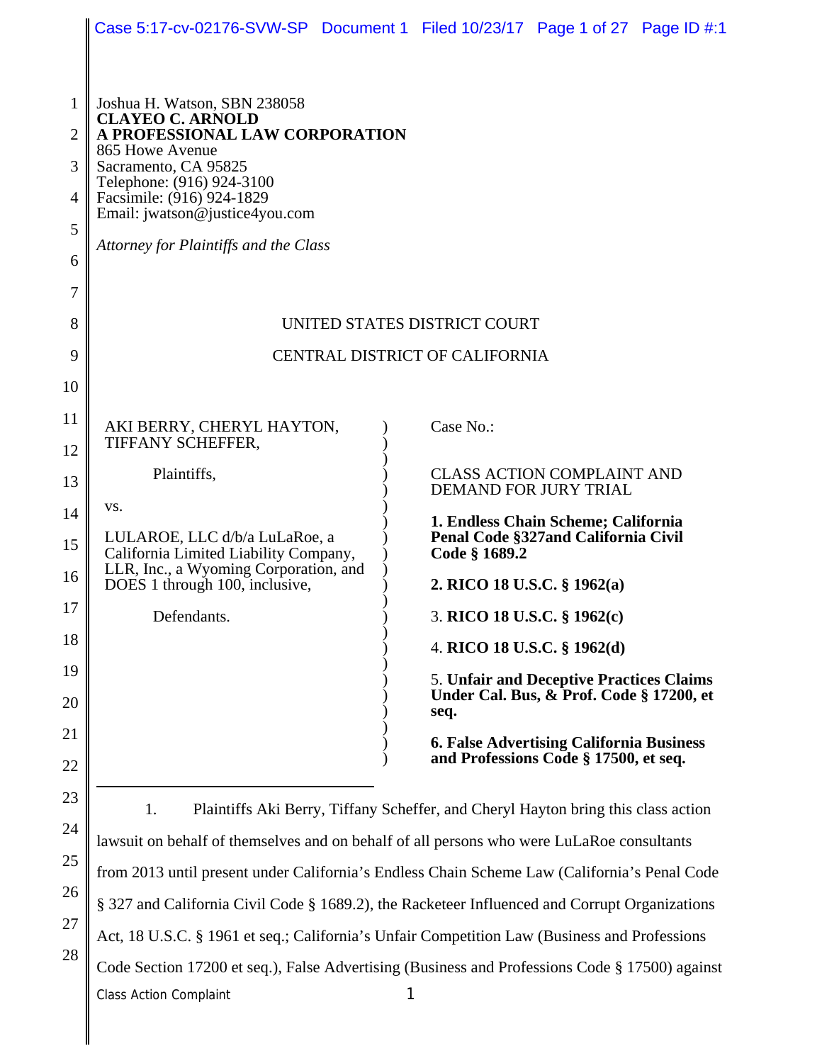Joshua H. Watson, SBN 238058
**CLAYEO C. ARNOLD**
**A PROFESSIONAL LAW CORPORATION**
865 Howe Avenue
Sacramento, CA 95825
Telephone: (916) 924-3100
Facsimile: (916) 924-1829
Email: jwatson@justice4you.com

*Attorney for Plaintiffs and the Class*

UNITED STATES DISTRICT COURT

CENTRAL DISTRICT OF CALIFORNIA

AKI BERRY, CHERYL HAYTON, TIFFANY SCHEFFER,

Plaintiffs,

vs.

LULAROE, LLC d/b/a LuLaRoe, a California Limited Liability Company, LLR, Inc., a Wyoming Corporation, and DOES 1 through 100, inclusive,

Defendants.

Case No.:

CLASS ACTION COMPLAINT AND DEMAND FOR JURY TRIAL

**1. Endless Chain Scheme; California Penal Code §327and California Civil Code § 1689.2**

**2. RICO 18 U.S.C. § 1962(a)**

3. **RICO 18 U.S.C. § 1962(c)**

4. **RICO 18 U.S.C. § 1962(d)**

5. **Unfair and Deceptive Practices Claims Under Cal. Bus, & Prof. Code § 17200, et seq.**

**6. False Advertising California Business and Professions Code § 17500, et seq.**

1. Plaintiffs Aki Berry, Tiffany Scheffer, and Cheryl Hayton bring this class action lawsuit on behalf of themselves and on behalf of all persons who were LuLaRoe consultants from 2013 until present under California's Endless Chain Scheme Law (California's Penal Code § 327 and California Civil Code § 1689.2), the Racketeer Influenced and Corrupt Organizations Act, 18 U.S.C. § 1961 et seq.; California's Unfair Competition Law (Business and Professions Code Section 17200 et seq.), False Advertising (Business and Professions Code § 17500) against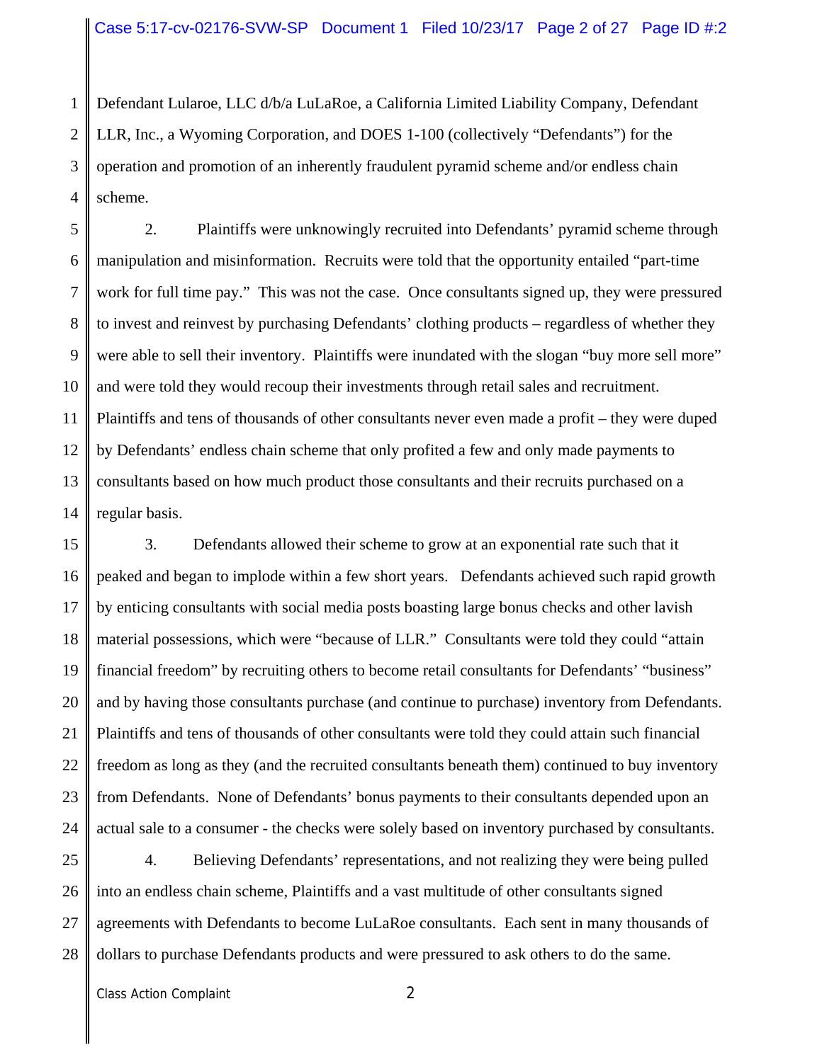Defendant Lularoe, LLC d/b/a LuLaRoe, a California Limited Liability Company, Defendant LLR, Inc., a Wyoming Corporation, and DOES 1-100 (collectively "Defendants") for the operation and promotion of an inherently fraudulent pyramid scheme and/or endless chain scheme.

2. Plaintiffs were unknowingly recruited into Defendants' pyramid scheme through manipulation and misinformation. Recruits were told that the opportunity entailed "part-time work for full time pay." This was not the case. Once consultants signed up, they were pressured to invest and reinvest by purchasing Defendants' clothing products – regardless of whether they were able to sell their inventory. Plaintiffs were inundated with the slogan "buy more sell more" and were told they would recoup their investments through retail sales and recruitment. Plaintiffs and tens of thousands of other consultants never even made a profit – they were duped by Defendants' endless chain scheme that only profited a few and only made payments to consultants based on how much product those consultants and their recruits purchased on a regular basis.

3. Defendants allowed their scheme to grow at an exponential rate such that it peaked and began to implode within a few short years. Defendants achieved such rapid growth by enticing consultants with social media posts boasting large bonus checks and other lavish material possessions, which were "because of LLR." Consultants were told they could "attain financial freedom" by recruiting others to become retail consultants for Defendants' "business" and by having those consultants purchase (and continue to purchase) inventory from Defendants. Plaintiffs and tens of thousands of other consultants were told they could attain such financial freedom as long as they (and the recruited consultants beneath them) continued to buy inventory from Defendants. None of Defendants' bonus payments to their consultants depended upon an actual sale to a consumer - the checks were solely based on inventory purchased by consultants.

4. Believing Defendants' representations, and not realizing they were being pulled into an endless chain scheme, Plaintiffs and a vast multitude of other consultants signed agreements with Defendants to become LuLaRoe consultants. Each sent in many thousands of dollars to purchase Defendants products and were pressured to ask others to do the same.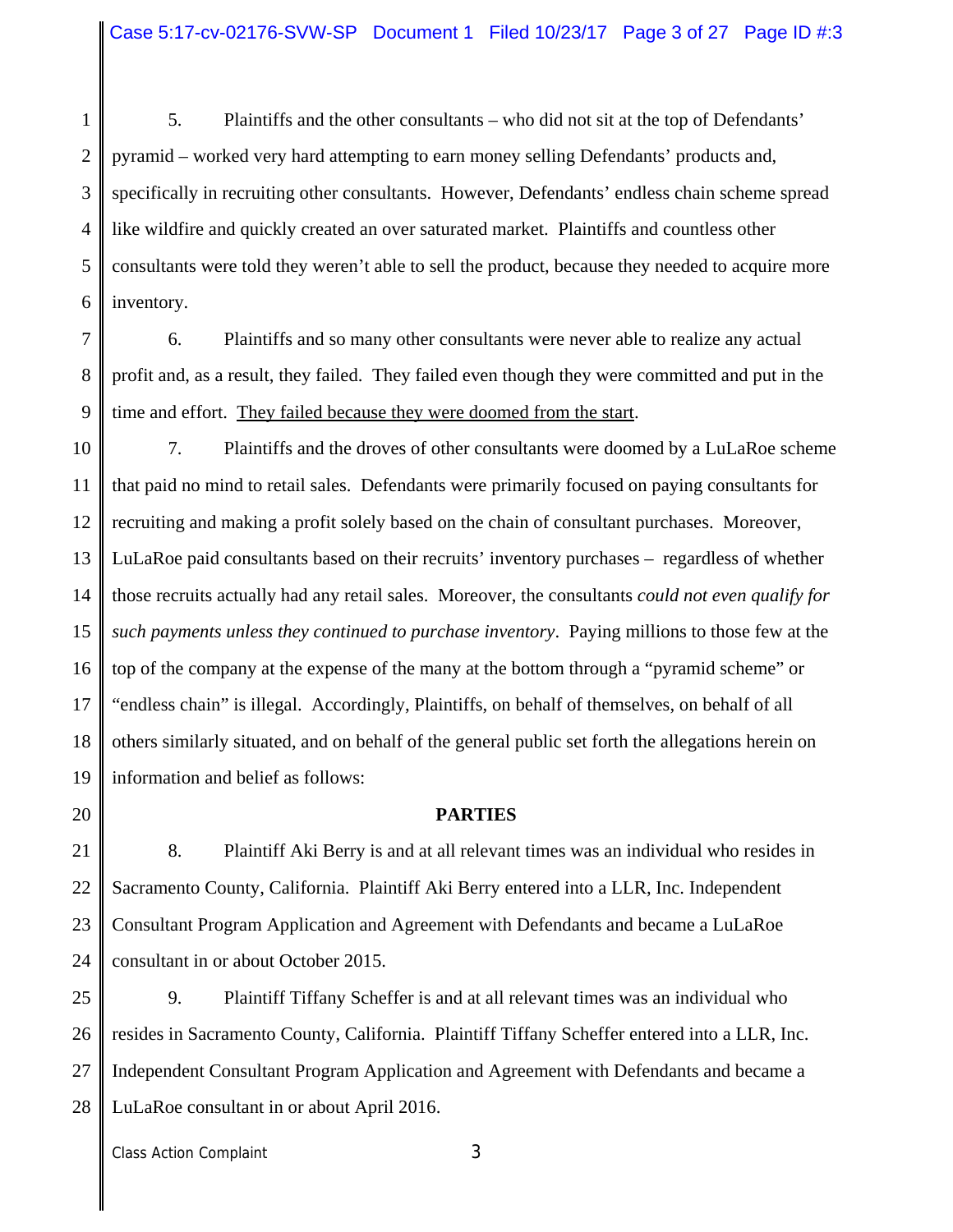5. Plaintiffs and the other consultants – who did not sit at the top of Defendants' pyramid – worked very hard attempting to earn money selling Defendants' products and, specifically in recruiting other consultants. However, Defendants' endless chain scheme spread like wildfire and quickly created an over saturated market. Plaintiffs and countless other consultants were told they weren't able to sell the product, because they needed to acquire more inventory.

6. Plaintiffs and so many other consultants were never able to realize any actual profit and, as a result, they failed. They failed even though they were committed and put in the time and effort. <u>They failed because they were doomed from the start</u>.

7. Plaintiffs and the droves of other consultants were doomed by a LuLaRoe scheme that paid no mind to retail sales. Defendants were primarily focused on paying consultants for recruiting and making a profit solely based on the chain of consultant purchases. Moreover, LuLaRoe paid consultants based on their recruits' inventory purchases – regardless of whether those recruits actually had any retail sales. Moreover, the consultants *could not even qualify for such payments unless they continued to purchase inventory*. Paying millions to those few at the top of the company at the expense of the many at the bottom through a "pyramid scheme" or "endless chain" is illegal. Accordingly, Plaintiffs, on behalf of themselves, on behalf of all others similarly situated, and on behalf of the general public set forth the allegations herein on information and belief as follows:

**PARTIES**

8. Plaintiff Aki Berry is and at all relevant times was an individual who resides in Sacramento County, California. Plaintiff Aki Berry entered into a LLR, Inc. Independent Consultant Program Application and Agreement with Defendants and became a LuLaRoe consultant in or about October 2015.

9. Plaintiff Tiffany Scheffer is and at all relevant times was an individual who resides in Sacramento County, California. Plaintiff Tiffany Scheffer entered into a LLR, Inc. Independent Consultant Program Application and Agreement with Defendants and became a LuLaRoe consultant in or about April 2016.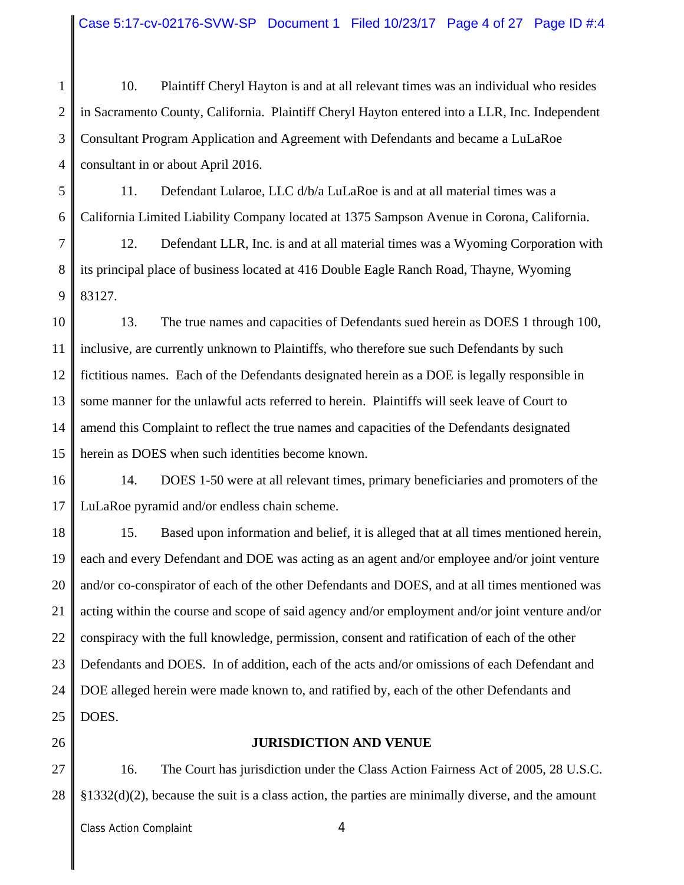10. Plaintiff Cheryl Hayton is and at all relevant times was an individual who resides in Sacramento County, California. Plaintiff Cheryl Hayton entered into a LLR, Inc. Independent Consultant Program Application and Agreement with Defendants and became a LuLaRoe consultant in or about April 2016.

11. Defendant Lularoe, LLC d/b/a LuLaRoe is and at all material times was a California Limited Liability Company located at 1375 Sampson Avenue in Corona, California.

12. Defendant LLR, Inc. is and at all material times was a Wyoming Corporation with its principal place of business located at 416 Double Eagle Ranch Road, Thayne, Wyoming 83127.

13. The true names and capacities of Defendants sued herein as DOES 1 through 100, inclusive, are currently unknown to Plaintiffs, who therefore sue such Defendants by such fictitious names. Each of the Defendants designated herein as a DOE is legally responsible in some manner for the unlawful acts referred to herein. Plaintiffs will seek leave of Court to amend this Complaint to reflect the true names and capacities of the Defendants designated herein as DOES when such identities become known.

14. DOES 1-50 were at all relevant times, primary beneficiaries and promoters of the LuLaRoe pyramid and/or endless chain scheme.

15. Based upon information and belief, it is alleged that at all times mentioned herein, each and every Defendant and DOE was acting as an agent and/or employee and/or joint venture and/or co-conspirator of each of the other Defendants and DOES, and at all times mentioned was acting within the course and scope of said agency and/or employment and/or joint venture and/or conspiracy with the full knowledge, permission, consent and ratification of each of the other Defendants and DOES. In of addition, each of the acts and/or omissions of each Defendant and DOE alleged herein were made known to, and ratified by, each of the other Defendants and DOES.

## JURISDICTION AND VENUE

16. The Court has jurisdiction under the Class Action Fairness Act of 2005, 28 U.S.C. §1332(d)(2), because the suit is a class action, the parties are minimally diverse, and the amount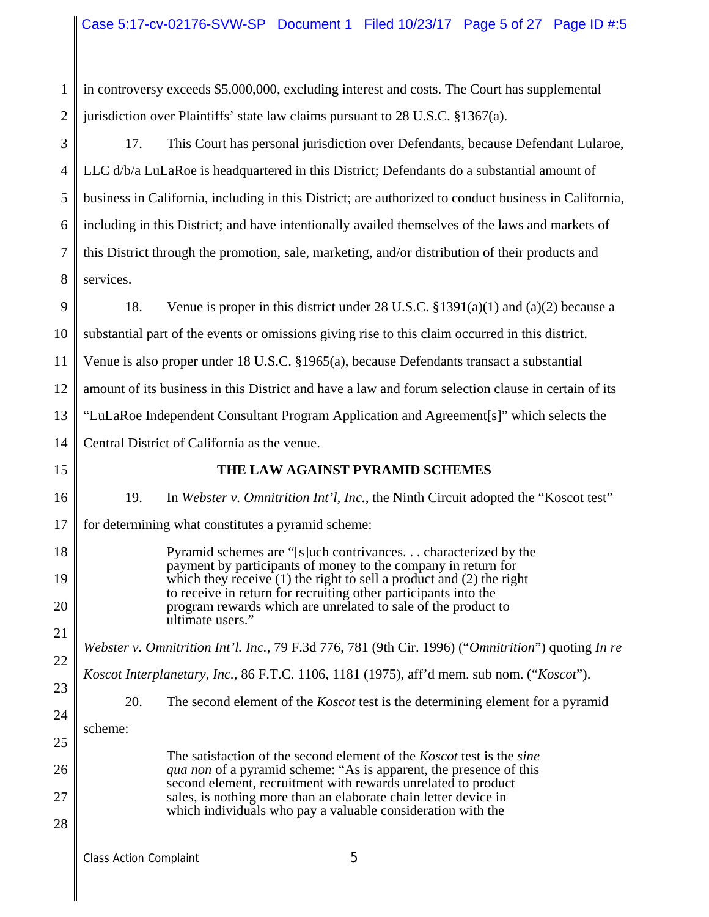in controversy exceeds $5,000,000, excluding interest and costs. The Court has supplemental jurisdiction over Plaintiffs' state law claims pursuant to 28 U.S.C. §1367(a).

17. This Court has personal jurisdiction over Defendants, because Defendant Lularoe, LLC d/b/a LuLaRoe is headquartered in this District; Defendants do a substantial amount of business in California, including in this District; are authorized to conduct business in California, including in this District; and have intentionally availed themselves of the laws and markets of this District through the promotion, sale, marketing, and/or distribution of their products and services.

18. Venue is proper in this district under 28 U.S.C. §1391(a)(1) and (a)(2) because a substantial part of the events or omissions giving rise to this claim occurred in this district. Venue is also proper under 18 U.S.C. §1965(a), because Defendants transact a substantial amount of its business in this District and have a law and forum selection clause in certain of its "LuLaRoe Independent Consultant Program Application and Agreement[s]" which selects the Central District of California as the venue.

## THE LAW AGAINST PYRAMID SCHEMES

19. In *Webster v. Omnitrition Int'l, Inc.*, the Ninth Circuit adopted the "Koscot test" for determining what constitutes a pyramid scheme:

> Pyramid schemes are "[s]uch contrivances. . . characterized by the payment by participants of money to the company in return for which they receive (1) the right to sell a product and (2) the right to receive in return for recruiting other participants into the program rewards which are unrelated to sale of the product to ultimate users."

*Webster v. Omnitrition Int'l. Inc.*, 79 F.3d 776, 781 (9th Cir. 1996) ("*Omnitrition*") quoting *In re Koscot Interplanetary, Inc.*, 86 F.T.C. 1106, 1181 (1975), aff'd mem. sub nom. ("*Koscot*").

20. The second element of the *Koscot* test is the determining element for a pyramid scheme:

> The satisfaction of the second element of the *Koscot* test is the *sine qua non* of a pyramid scheme: "As is apparent, the presence of this second element, recruitment with rewards unrelated to product sales, is nothing more than an elaborate chain letter device in which individuals who pay a valuable consideration with the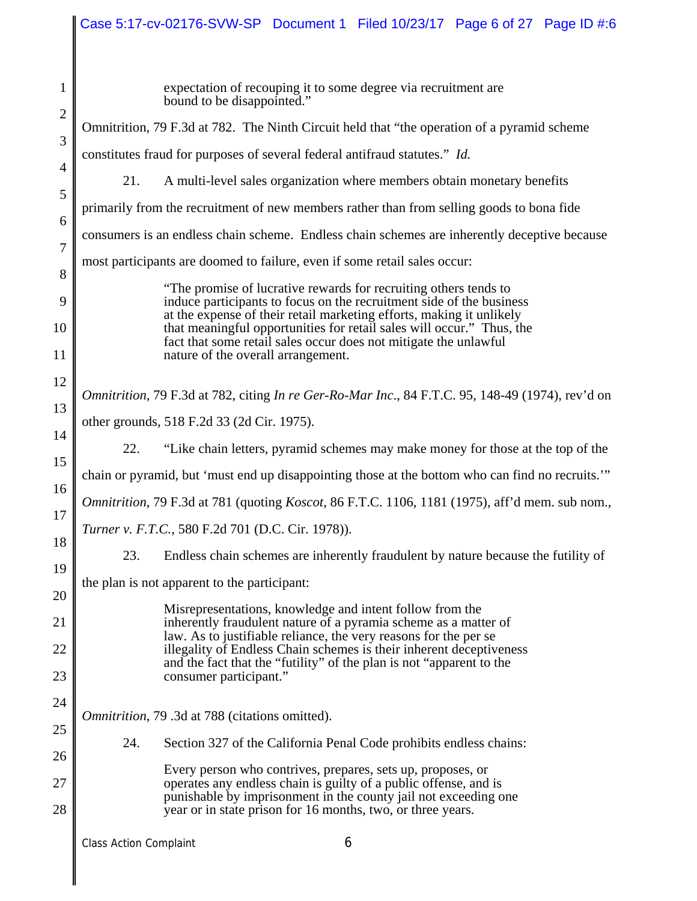> expectation of recouping it to some degree via recruitment are bound to be disappointed."

Omnitrition, 79 F.3d at 782. The Ninth Circuit held that "the operation of a pyramid scheme constitutes fraud for purposes of several federal antifraud statutes." *Id.*

21. A multi-level sales organization where members obtain monetary benefits primarily from the recruitment of new members rather than from selling goods to bona fide consumers is an endless chain scheme. Endless chain schemes are inherently deceptive because most participants are doomed to failure, even if some retail sales occur:

> "The promise of lucrative rewards for recruiting others tends to induce participants to focus on the recruitment side of the business at the expense of their retail marketing efforts, making it unlikely that meaningful opportunities for retail sales will occur." Thus, the fact that some retail sales occur does not mitigate the unlawful nature of the overall arrangement.

*Omnitrition*, 79 F.3d at 782, citing *In re Ger-Ro-Mar Inc*., 84 F.T.C. 95, 148-49 (1974), rev'd on other grounds, 518 F.2d 33 (2d Cir. 1975).

22. "Like chain letters, pyramid schemes may make money for those at the top of the chain or pyramid, but 'must end up disappointing those at the bottom who can find no recruits.'" *Omnitrition*, 79 F.3d at 781 (quoting *Koscot*, 86 F.T.C. 1106, 1181 (1975), aff'd mem. sub nom., *Turner v. F.T.C.*, 580 F.2d 701 (D.C. Cir. 1978)).

23. Endless chain schemes are inherently fraudulent by nature because the futility of the plan is not apparent to the participant:

> Misrepresentations, knowledge and intent follow from the inherently fraudulent nature of a pyramia scheme as a matter of law. As to justifiable reliance, the very reasons for the per se illegality of Endless Chain schemes is their inherent deceptiveness and the fact that the "futility" of the plan is not "apparent to the consumer participant."

*Omnitrition*, 79 .3d at 788 (citations omitted).

24. Section 327 of the California Penal Code prohibits endless chains:

> Every person who contrives, prepares, sets up, proposes, or operates any endless chain is guilty of a public offense, and is punishable by imprisonment in the county jail not exceeding one year or in state prison for 16 months, two, or three years.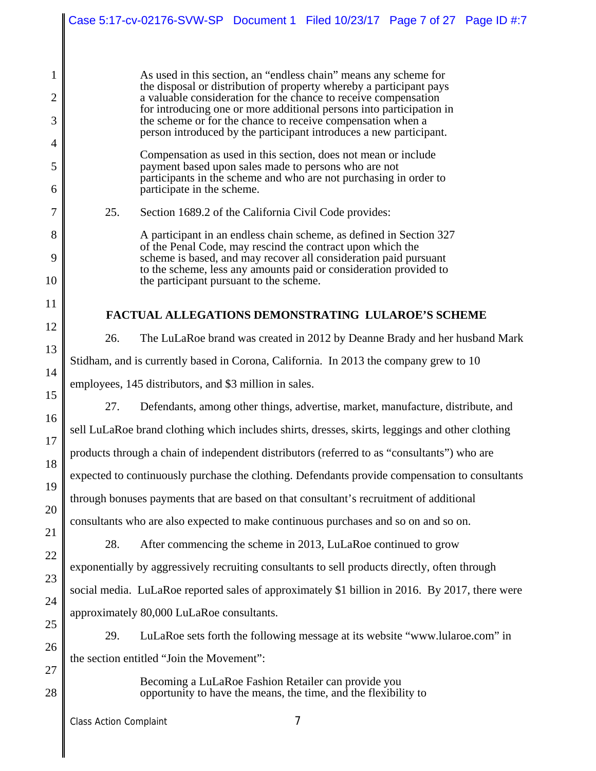> As used in this section, an "endless chain" means any scheme for the disposal or distribution of property whereby a participant pays a valuable consideration for the chance to receive compensation for introducing one or more additional persons into participation in the scheme or for the chance to receive compensation when a person introduced by the participant introduces a new participant.
>
> Compensation as used in this section, does not mean or include payment based upon sales made to persons who are not participants in the scheme and who are not purchasing in order to participate in the scheme.

25. Section 1689.2 of the California Civil Code provides:

> A participant in an endless chain scheme, as defined in Section 327 of the Penal Code, may rescind the contract upon which the scheme is based, and may recover all consideration paid pursuant to the scheme, less any amounts paid or consideration provided to the participant pursuant to the scheme.

## FACTUAL ALLEGATIONS DEMONSTRATING LULAROE'S SCHEME

26. The LuLaRoe brand was created in 2012 by Deanne Brady and her husband Mark Stidham, and is currently based in Corona, California. In 2013 the company grew to 10 employees, 145 distributors, and $3 million in sales.

27. Defendants, among other things, advertise, market, manufacture, distribute, and sell LuLaRoe brand clothing which includes shirts, dresses, skirts, leggings and other clothing products through a chain of independent distributors (referred to as "consultants") who are expected to continuously purchase the clothing. Defendants provide compensation to consultants through bonuses payments that are based on that consultant's recruitment of additional consultants who are also expected to make continuous purchases and so on and so on.

28. After commencing the scheme in 2013, LuLaRoe continued to grow exponentially by aggressively recruiting consultants to sell products directly, often through social media. LuLaRoe reported sales of approximately $1 billion in 2016. By 2017, there were approximately 80,000 LuLaRoe consultants.

29. LuLaRoe sets forth the following message at its website "www.lularoe.com" in the section entitled "Join the Movement":

> Becoming a LuLaRoe Fashion Retailer can provide you opportunity to have the means, the time, and the flexibility to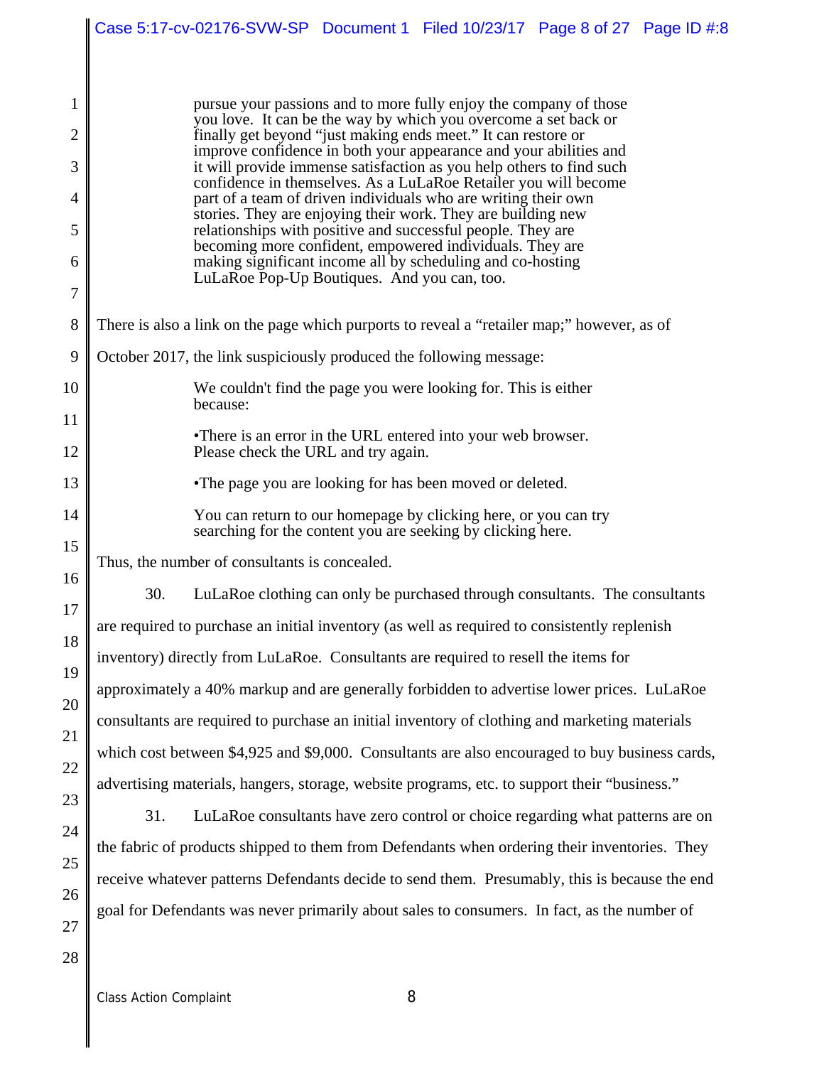> pursue your passions and to more fully enjoy the company of those you love. It can be the way by which you overcome a set back or finally get beyond "just making ends meet." It can restore or improve confidence in both your appearance and your abilities and it will provide immense satisfaction as you help others to find such confidence in themselves. As a LuLaRoe Retailer you will become part of a team of driven individuals who are writing their own stories. They are enjoying their work. They are building new relationships with positive and successful people. They are becoming more confident, empowered individuals. They are making significant income all by scheduling and co-hosting LuLaRoe Pop-Up Boutiques. And you can, too.

There is also a link on the page which purports to reveal a "retailer map;" however, as of October 2017, the link suspiciously produced the following message:

> We couldn't find the page you were looking for. This is either because:
>
> •There is an error in the URL entered into your web browser. Please check the URL and try again.
>
> •The page you are looking for has been moved or deleted.
>
> You can return to our homepage by clicking here, or you can try searching for the content you are seeking by clicking here.

Thus, the number of consultants is concealed.

30. LuLaRoe clothing can only be purchased through consultants. The consultants are required to purchase an initial inventory (as well as required to consistently replenish inventory) directly from LuLaRoe. Consultants are required to resell the items for approximately a 40% markup and are generally forbidden to advertise lower prices. LuLaRoe consultants are required to purchase an initial inventory of clothing and marketing materials which cost between $4,925 and $9,000. Consultants are also encouraged to buy business cards, advertising materials, hangers, storage, website programs, etc. to support their "business."

31. LuLaRoe consultants have zero control or choice regarding what patterns are on the fabric of products shipped to them from Defendants when ordering their inventories. They receive whatever patterns Defendants decide to send them. Presumably, this is because the end goal for Defendants was never primarily about sales to consumers. In fact, as the number of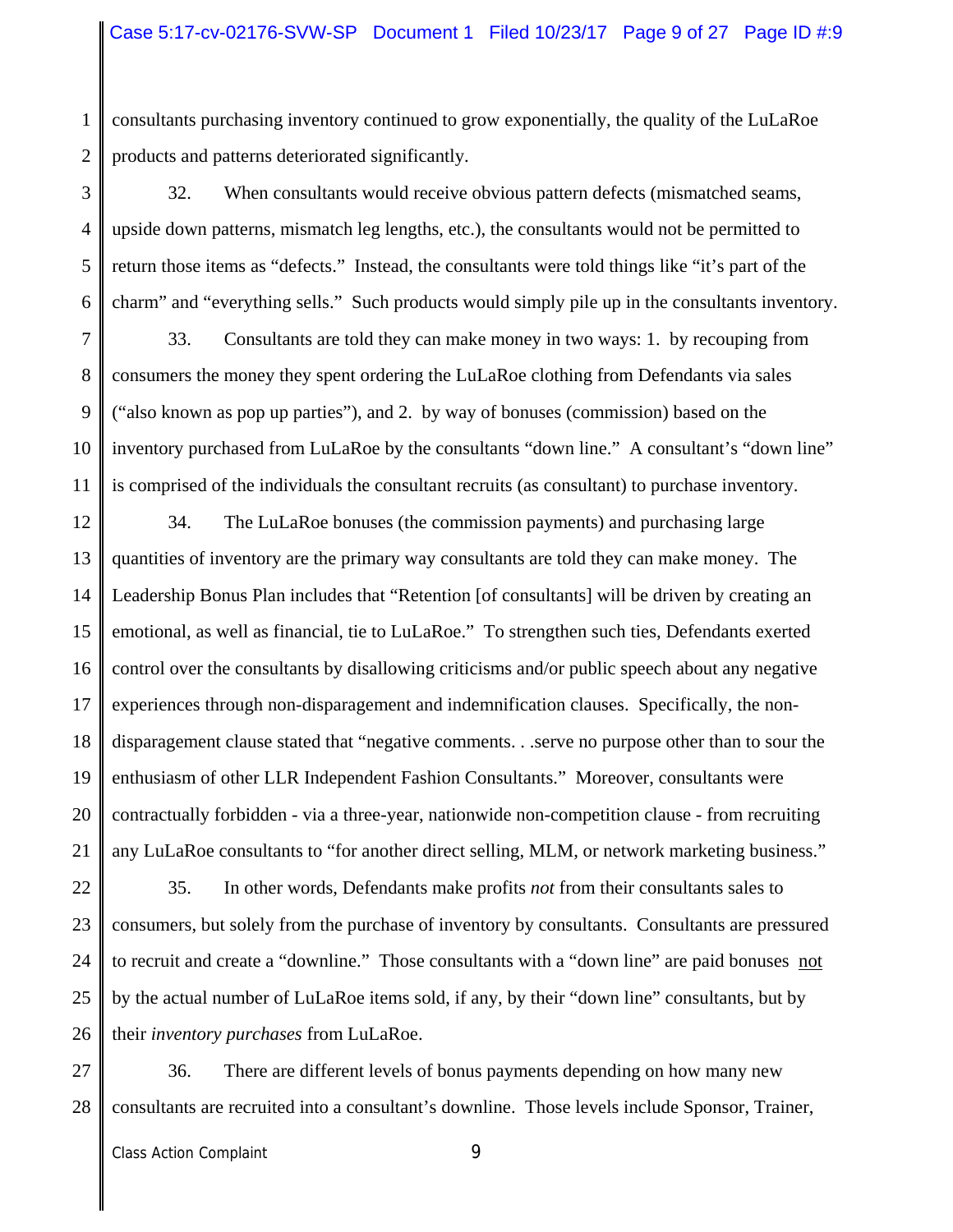consultants purchasing inventory continued to grow exponentially, the quality of the LuLaRoe products and patterns deteriorated significantly.

32. When consultants would receive obvious pattern defects (mismatched seams, upside down patterns, mismatch leg lengths, etc.), the consultants would not be permitted to return those items as "defects." Instead, the consultants were told things like "it's part of the charm" and "everything sells." Such products would simply pile up in the consultants inventory.

33. Consultants are told they can make money in two ways: 1. by recouping from consumers the money they spent ordering the LuLaRoe clothing from Defendants via sales ("also known as pop up parties"), and 2. by way of bonuses (commission) based on the inventory purchased from LuLaRoe by the consultants "down line." A consultant's "down line" is comprised of the individuals the consultant recruits (as consultant) to purchase inventory.

34. The LuLaRoe bonuses (the commission payments) and purchasing large quantities of inventory are the primary way consultants are told they can make money. The Leadership Bonus Plan includes that "Retention [of consultants] will be driven by creating an emotional, as well as financial, tie to LuLaRoe." To strengthen such ties, Defendants exerted control over the consultants by disallowing criticisms and/or public speech about any negative experiences through non-disparagement and indemnification clauses. Specifically, the non-disparagement clause stated that "negative comments. . .serve no purpose other than to sour the enthusiasm of other LLR Independent Fashion Consultants." Moreover, consultants were contractually forbidden - via a three-year, nationwide non-competition clause - from recruiting any LuLaRoe consultants to "for another direct selling, MLM, or network marketing business."

35. In other words, Defendants make profits *not* from their consultants sales to consumers, but solely from the purchase of inventory by consultants. Consultants are pressured to recruit and create a "downline." Those consultants with a "down line" are paid bonuses <u>not</u> by the actual number of LuLaRoe items sold, if any, by their "down line" consultants, but by their *inventory purchases* from LuLaRoe.

36. There are different levels of bonus payments depending on how many new consultants are recruited into a consultant's downline. Those levels include Sponsor, Trainer,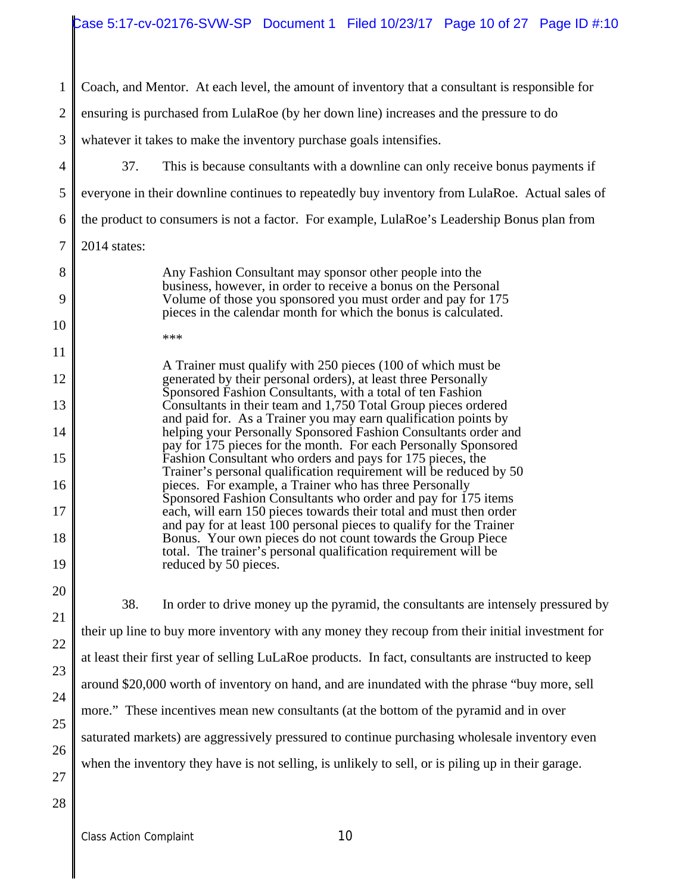Coach, and Mentor. At each level, the amount of inventory that a consultant is responsible for ensuring is purchased from LulaRoe (by her down line) increases and the pressure to do whatever it takes to make the inventory purchase goals intensifies.

37. This is because consultants with a downline can only receive bonus payments if everyone in their downline continues to repeatedly buy inventory from LulaRoe. Actual sales of the product to consumers is not a factor. For example, LulaRoe's Leadership Bonus plan from 2014 states:

> Any Fashion Consultant may sponsor other people into the business, however, in order to receive a bonus on the Personal Volume of those you sponsored you must order and pay for 175 pieces in the calendar month for which the bonus is calculated.
>
> ***
>
> A Trainer must qualify with 250 pieces (100 of which must be generated by their personal orders), at least three Personally Sponsored Fashion Consultants, with a total of ten Fashion Consultants in their team and 1,750 Total Group pieces ordered and paid for. As a Trainer you may earn qualification points by helping your Personally Sponsored Fashion Consultants order and pay for 175 pieces for the month. For each Personally Sponsored Fashion Consultant who orders and pays for 175 pieces, the Trainer's personal qualification requirement will be reduced by 50 pieces. For example, a Trainer who has three Personally Sponsored Fashion Consultants who order and pay for 175 items each, will earn 150 pieces towards their total and must then order and pay for at least 100 personal pieces to qualify for the Trainer Bonus. Your own pieces do not count towards the Group Piece total. The trainer's personal qualification requirement will be reduced by 50 pieces.

38. In order to drive money up the pyramid, the consultants are intensely pressured by their up line to buy more inventory with any money they recoup from their initial investment for at least their first year of selling LuLaRoe products. In fact, consultants are instructed to keep around $20,000 worth of inventory on hand, and are inundated with the phrase "buy more, sell more." These incentives mean new consultants (at the bottom of the pyramid and in over saturated markets) are aggressively pressured to continue purchasing wholesale inventory even when the inventory they have is not selling, is unlikely to sell, or is piling up in their garage.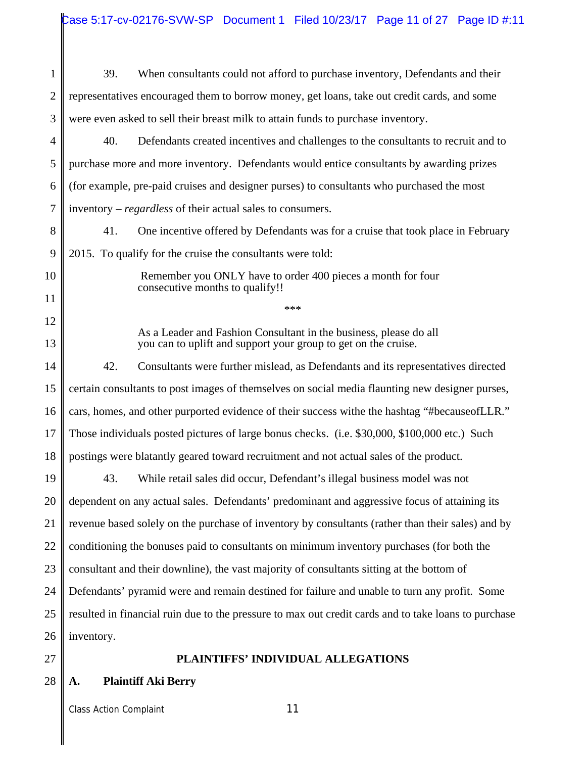39. When consultants could not afford to purchase inventory, Defendants and their representatives encouraged them to borrow money, get loans, take out credit cards, and some were even asked to sell their breast milk to attain funds to purchase inventory.

40. Defendants created incentives and challenges to the consultants to recruit and to purchase more and more inventory. Defendants would entice consultants by awarding prizes (for example, pre-paid cruises and designer purses) to consultants who purchased the most inventory – *regardless* of their actual sales to consumers.

41. One incentive offered by Defendants was for a cruise that took place in February 2015. To qualify for the cruise the consultants were told:

> Remember you ONLY have to order 400 pieces a month for four consecutive months to qualify!!
>
> ***
>
> As a Leader and Fashion Consultant in the business, please do all you can to uplift and support your group to get on the cruise.

42. Consultants were further mislead, as Defendants and its representatives directed certain consultants to post images of themselves on social media flaunting new designer purses, cars, homes, and other purported evidence of their success withe the hashtag "#becauseofLLR." Those individuals posted pictures of large bonus checks. (i.e. $30,000, $100,000 etc.) Such postings were blatantly geared toward recruitment and not actual sales of the product.

43. While retail sales did occur, Defendant's illegal business model was not dependent on any actual sales. Defendants' predominant and aggressive focus of attaining its revenue based solely on the purchase of inventory by consultants (rather than their sales) and by conditioning the bonuses paid to consultants on minimum inventory purchases (for both the consultant and their downline), the vast majority of consultants sitting at the bottom of Defendants' pyramid were and remain destined for failure and unable to turn any profit. Some resulted in financial ruin due to the pressure to max out credit cards and to take loans to purchase inventory.

## PLAINTIFFS' INDIVIDUAL ALLEGATIONS

### A. Plaintiff Aki Berry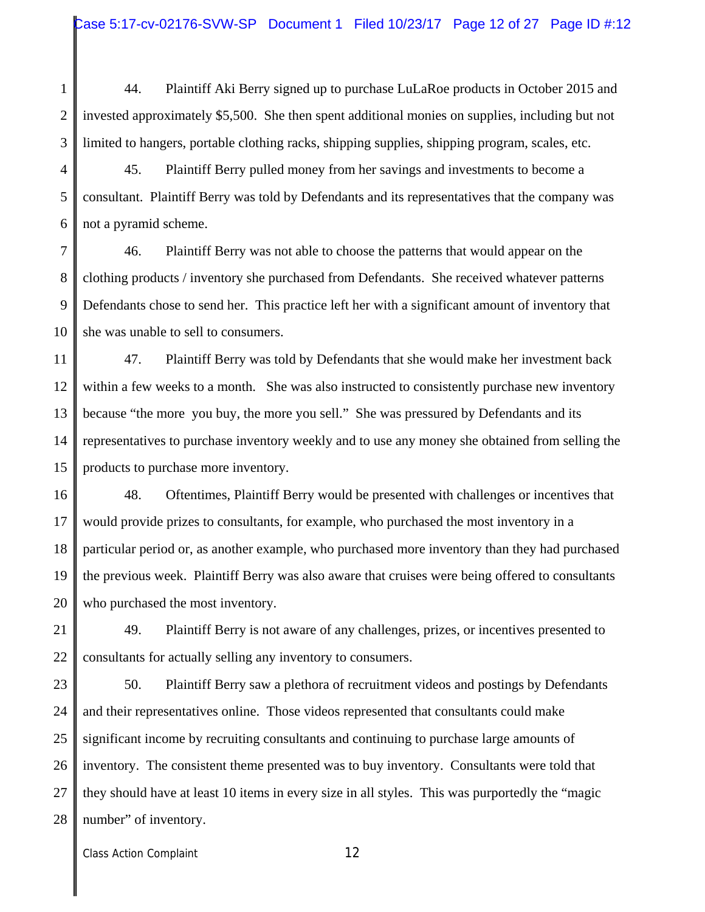44. Plaintiff Aki Berry signed up to purchase LuLaRoe products in October 2015 and invested approximately $5,500. She then spent additional monies on supplies, including but not limited to hangers, portable clothing racks, shipping supplies, shipping program, scales, etc.

45. Plaintiff Berry pulled money from her savings and investments to become a consultant. Plaintiff Berry was told by Defendants and its representatives that the company was not a pyramid scheme.

46. Plaintiff Berry was not able to choose the patterns that would appear on the clothing products / inventory she purchased from Defendants. She received whatever patterns Defendants chose to send her. This practice left her with a significant amount of inventory that she was unable to sell to consumers.

47. Plaintiff Berry was told by Defendants that she would make her investment back within a few weeks to a month. She was also instructed to consistently purchase new inventory because "the more you buy, the more you sell." She was pressured by Defendants and its representatives to purchase inventory weekly and to use any money she obtained from selling the products to purchase more inventory.

48. Oftentimes, Plaintiff Berry would be presented with challenges or incentives that would provide prizes to consultants, for example, who purchased the most inventory in a particular period or, as another example, who purchased more inventory than they had purchased the previous week. Plaintiff Berry was also aware that cruises were being offered to consultants who purchased the most inventory.

49. Plaintiff Berry is not aware of any challenges, prizes, or incentives presented to consultants for actually selling any inventory to consumers.

50. Plaintiff Berry saw a plethora of recruitment videos and postings by Defendants and their representatives online. Those videos represented that consultants could make significant income by recruiting consultants and continuing to purchase large amounts of inventory. The consistent theme presented was to buy inventory. Consultants were told that they should have at least 10 items in every size in all styles. This was purportedly the "magic number" of inventory.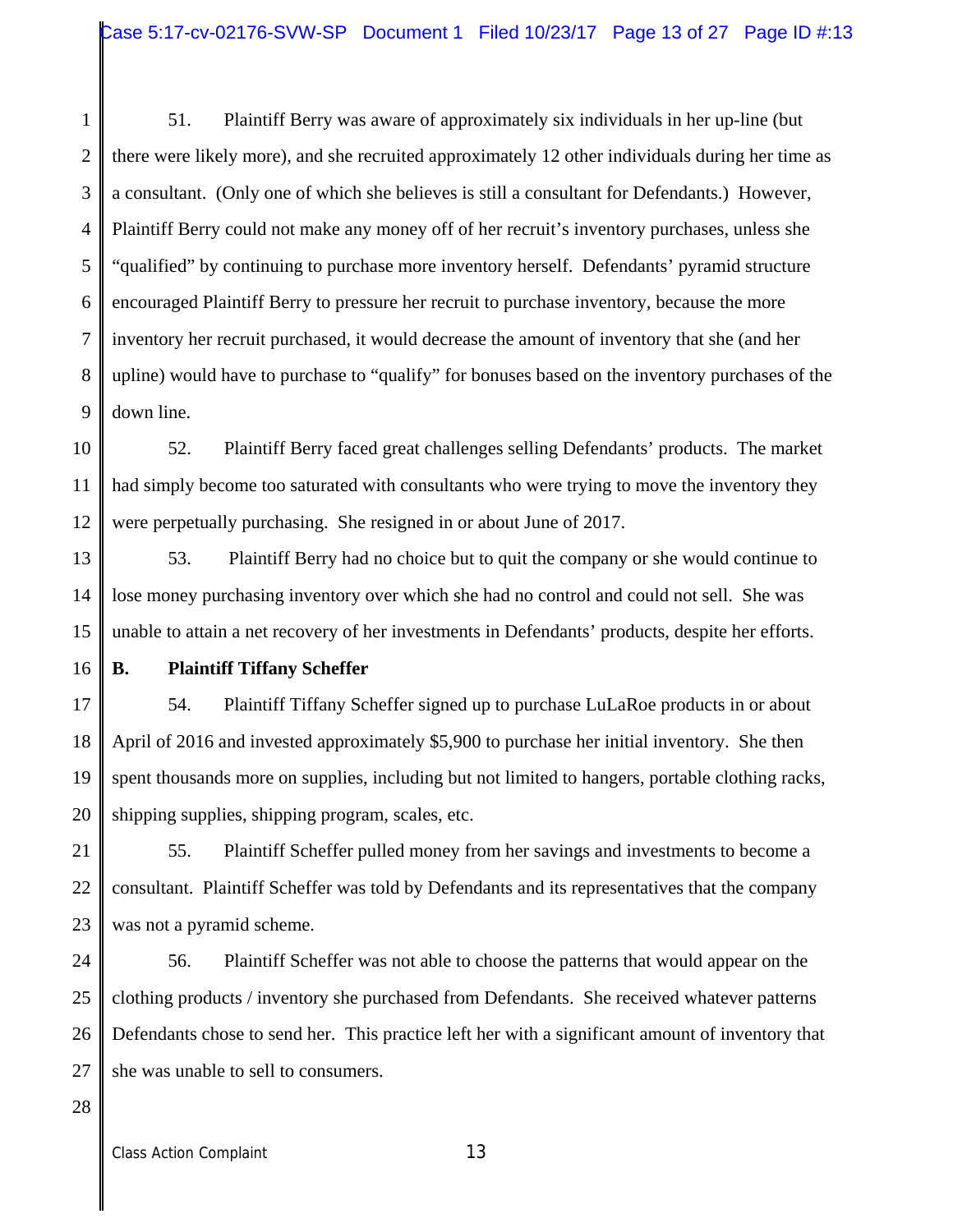51. Plaintiff Berry was aware of approximately six individuals in her up-line (but there were likely more), and she recruited approximately 12 other individuals during her time as a consultant. (Only one of which she believes is still a consultant for Defendants.) However, Plaintiff Berry could not make any money off of her recruit's inventory purchases, unless she "qualified" by continuing to purchase more inventory herself. Defendants' pyramid structure encouraged Plaintiff Berry to pressure her recruit to purchase inventory, because the more inventory her recruit purchased, it would decrease the amount of inventory that she (and her upline) would have to purchase to "qualify" for bonuses based on the inventory purchases of the down line.

52. Plaintiff Berry faced great challenges selling Defendants' products. The market had simply become too saturated with consultants who were trying to move the inventory they were perpetually purchasing. She resigned in or about June of 2017.

53. Plaintiff Berry had no choice but to quit the company or she would continue to lose money purchasing inventory over which she had no control and could not sell. She was unable to attain a net recovery of her investments in Defendants' products, despite her efforts.

**B. Plaintiff Tiffany Scheffer**

54. Plaintiff Tiffany Scheffer signed up to purchase LuLaRoe products in or about April of 2016 and invested approximately $5,900 to purchase her initial inventory. She then spent thousands more on supplies, including but not limited to hangers, portable clothing racks, shipping supplies, shipping program, scales, etc.

55. Plaintiff Scheffer pulled money from her savings and investments to become a consultant. Plaintiff Scheffer was told by Defendants and its representatives that the company was not a pyramid scheme.

56. Plaintiff Scheffer was not able to choose the patterns that would appear on the clothing products / inventory she purchased from Defendants. She received whatever patterns Defendants chose to send her. This practice left her with a significant amount of inventory that she was unable to sell to consumers.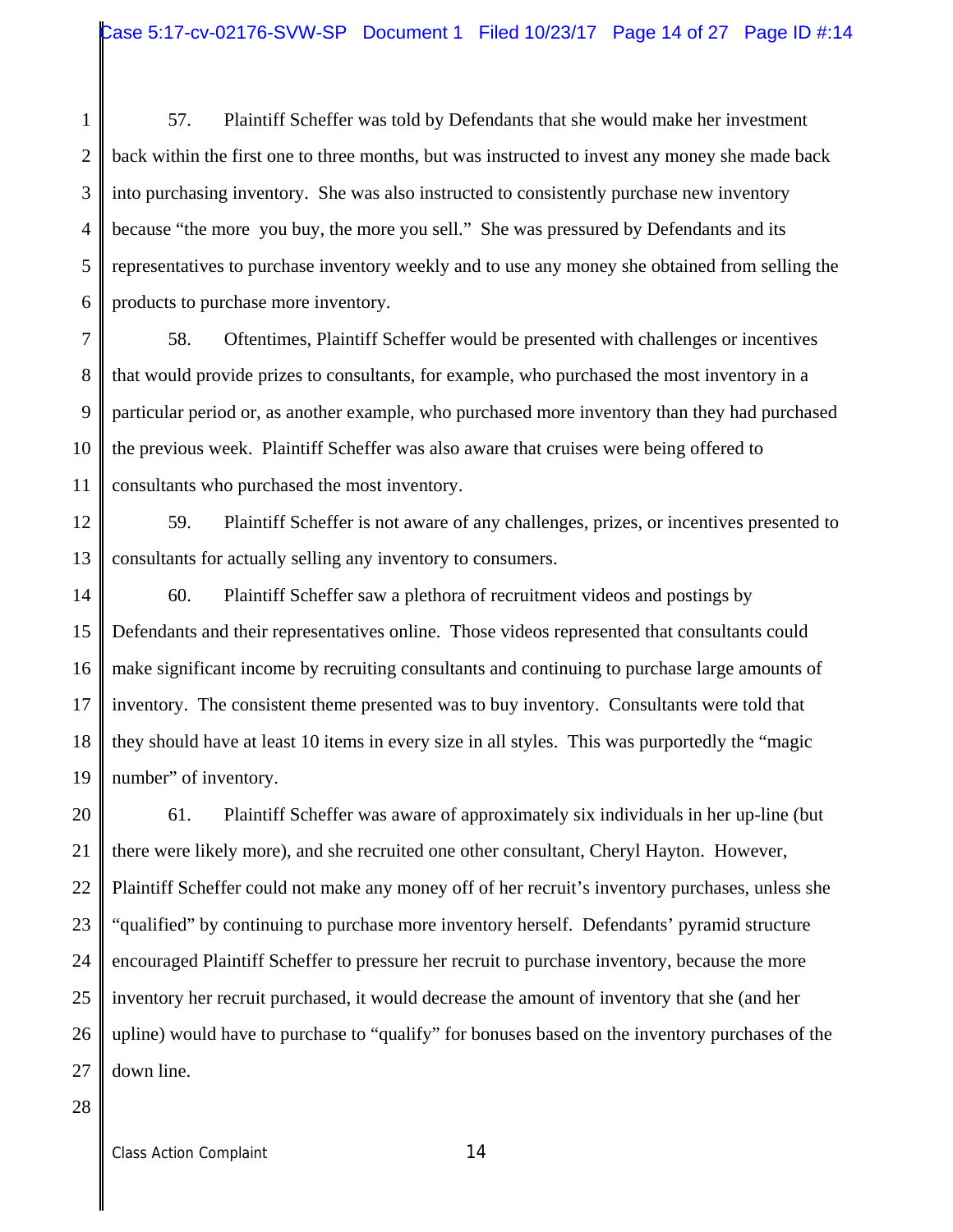57. Plaintiff Scheffer was told by Defendants that she would make her investment back within the first one to three months, but was instructed to invest any money she made back into purchasing inventory. She was also instructed to consistently purchase new inventory because "the more you buy, the more you sell." She was pressured by Defendants and its representatives to purchase inventory weekly and to use any money she obtained from selling the products to purchase more inventory.

58. Oftentimes, Plaintiff Scheffer would be presented with challenges or incentives that would provide prizes to consultants, for example, who purchased the most inventory in a particular period or, as another example, who purchased more inventory than they had purchased the previous week. Plaintiff Scheffer was also aware that cruises were being offered to consultants who purchased the most inventory.

59. Plaintiff Scheffer is not aware of any challenges, prizes, or incentives presented to consultants for actually selling any inventory to consumers.

60. Plaintiff Scheffer saw a plethora of recruitment videos and postings by Defendants and their representatives online. Those videos represented that consultants could make significant income by recruiting consultants and continuing to purchase large amounts of inventory. The consistent theme presented was to buy inventory. Consultants were told that they should have at least 10 items in every size in all styles. This was purportedly the "magic number" of inventory.

61. Plaintiff Scheffer was aware of approximately six individuals in her up-line (but there were likely more), and she recruited one other consultant, Cheryl Hayton. However, Plaintiff Scheffer could not make any money off of her recruit's inventory purchases, unless she "qualified" by continuing to purchase more inventory herself. Defendants' pyramid structure encouraged Plaintiff Scheffer to pressure her recruit to purchase inventory, because the more inventory her recruit purchased, it would decrease the amount of inventory that she (and her upline) would have to purchase to "qualify" for bonuses based on the inventory purchases of the down line.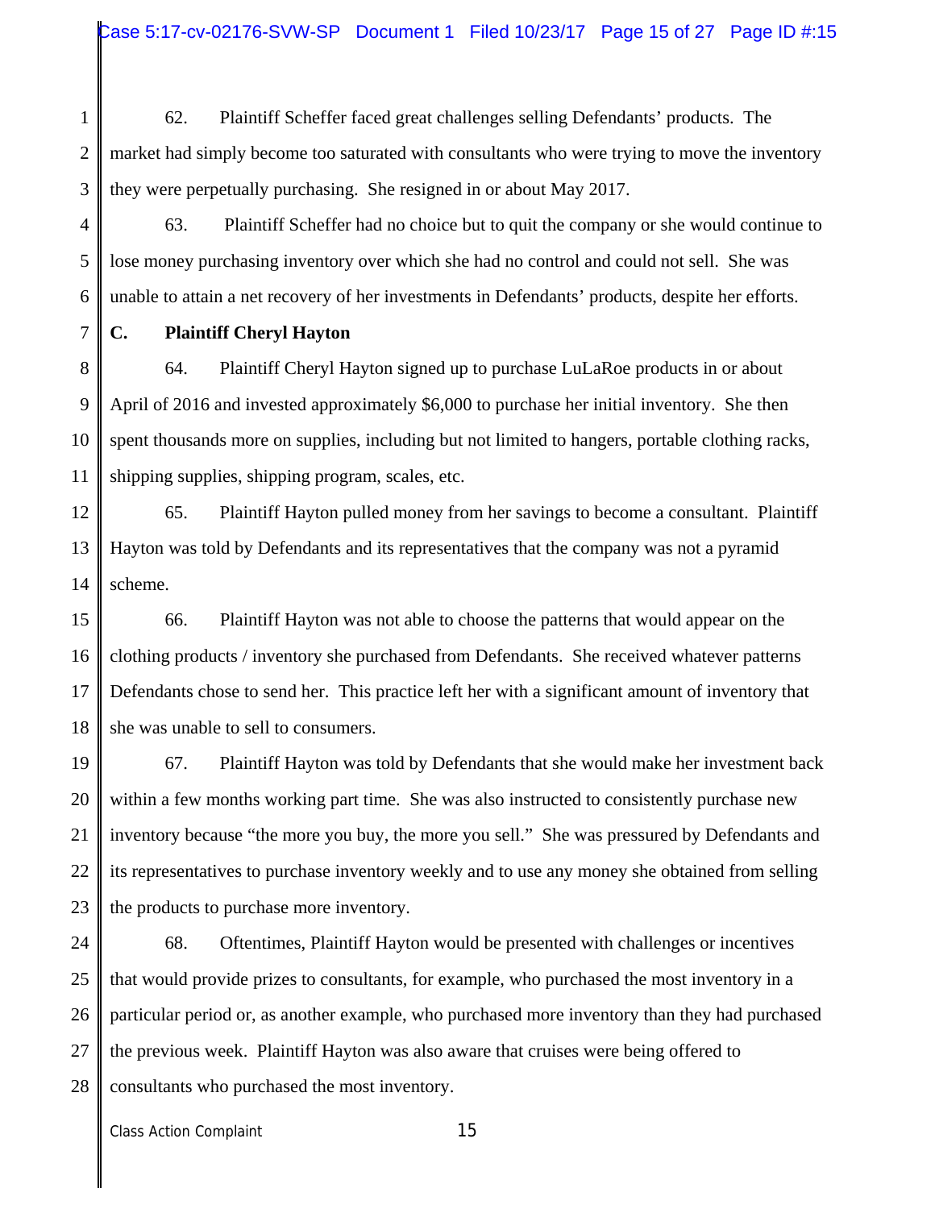62. Plaintiff Scheffer faced great challenges selling Defendants' products. The market had simply become too saturated with consultants who were trying to move the inventory they were perpetually purchasing. She resigned in or about May 2017.

63. Plaintiff Scheffer had no choice but to quit the company or she would continue to lose money purchasing inventory over which she had no control and could not sell. She was unable to attain a net recovery of her investments in Defendants' products, despite her efforts.

**C. Plaintiff Cheryl Hayton**

64. Plaintiff Cheryl Hayton signed up to purchase LuLaRoe products in or about April of 2016 and invested approximately $6,000 to purchase her initial inventory. She then spent thousands more on supplies, including but not limited to hangers, portable clothing racks, shipping supplies, shipping program, scales, etc.

65. Plaintiff Hayton pulled money from her savings to become a consultant. Plaintiff Hayton was told by Defendants and its representatives that the company was not a pyramid scheme.

66. Plaintiff Hayton was not able to choose the patterns that would appear on the clothing products / inventory she purchased from Defendants. She received whatever patterns Defendants chose to send her. This practice left her with a significant amount of inventory that she was unable to sell to consumers.

67. Plaintiff Hayton was told by Defendants that she would make her investment back within a few months working part time. She was also instructed to consistently purchase new inventory because "the more you buy, the more you sell." She was pressured by Defendants and its representatives to purchase inventory weekly and to use any money she obtained from selling the products to purchase more inventory.

68. Oftentimes, Plaintiff Hayton would be presented with challenges or incentives that would provide prizes to consultants, for example, who purchased the most inventory in a particular period or, as another example, who purchased more inventory than they had purchased the previous week. Plaintiff Hayton was also aware that cruises were being offered to consultants who purchased the most inventory.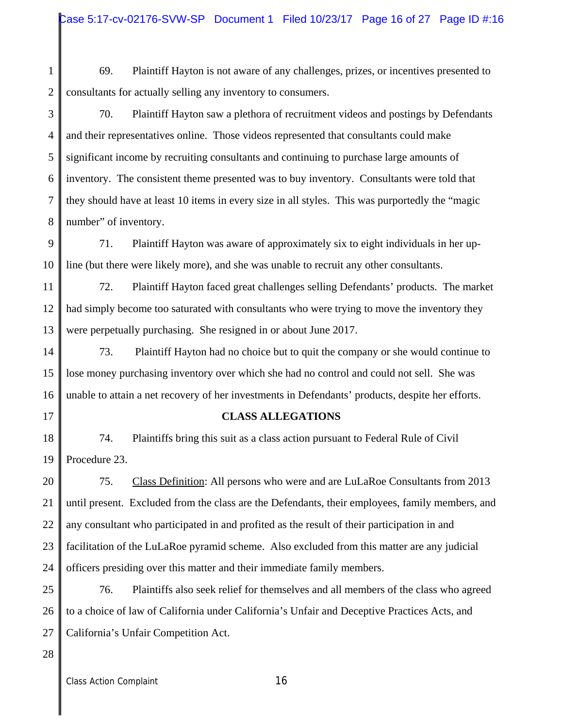69. Plaintiff Hayton is not aware of any challenges, prizes, or incentives presented to consultants for actually selling any inventory to consumers.

70. Plaintiff Hayton saw a plethora of recruitment videos and postings by Defendants and their representatives online. Those videos represented that consultants could make significant income by recruiting consultants and continuing to purchase large amounts of inventory. The consistent theme presented was to buy inventory. Consultants were told that they should have at least 10 items in every size in all styles. This was purportedly the "magic number" of inventory.

71. Plaintiff Hayton was aware of approximately six to eight individuals in her up-line (but there were likely more), and she was unable to recruit any other consultants.

72. Plaintiff Hayton faced great challenges selling Defendants' products. The market had simply become too saturated with consultants who were trying to move the inventory they were perpetually purchasing. She resigned in or about June 2017.

73. Plaintiff Hayton had no choice but to quit the company or she would continue to lose money purchasing inventory over which she had no control and could not sell. She was unable to attain a net recovery of her investments in Defendants' products, despite her efforts.

**CLASS ALLEGATIONS**

74. Plaintiffs bring this suit as a class action pursuant to Federal Rule of Civil Procedure 23.

75. Class Definition: All persons who were and are LuLaRoe Consultants from 2013 until present. Excluded from the class are the Defendants, their employees, family members, and any consultant who participated in and profited as the result of their participation in and facilitation of the LuLaRoe pyramid scheme. Also excluded from this matter are any judicial officers presiding over this matter and their immediate family members.

76. Plaintiffs also seek relief for themselves and all members of the class who agreed to a choice of law of California under California's Unfair and Deceptive Practices Acts, and California's Unfair Competition Act.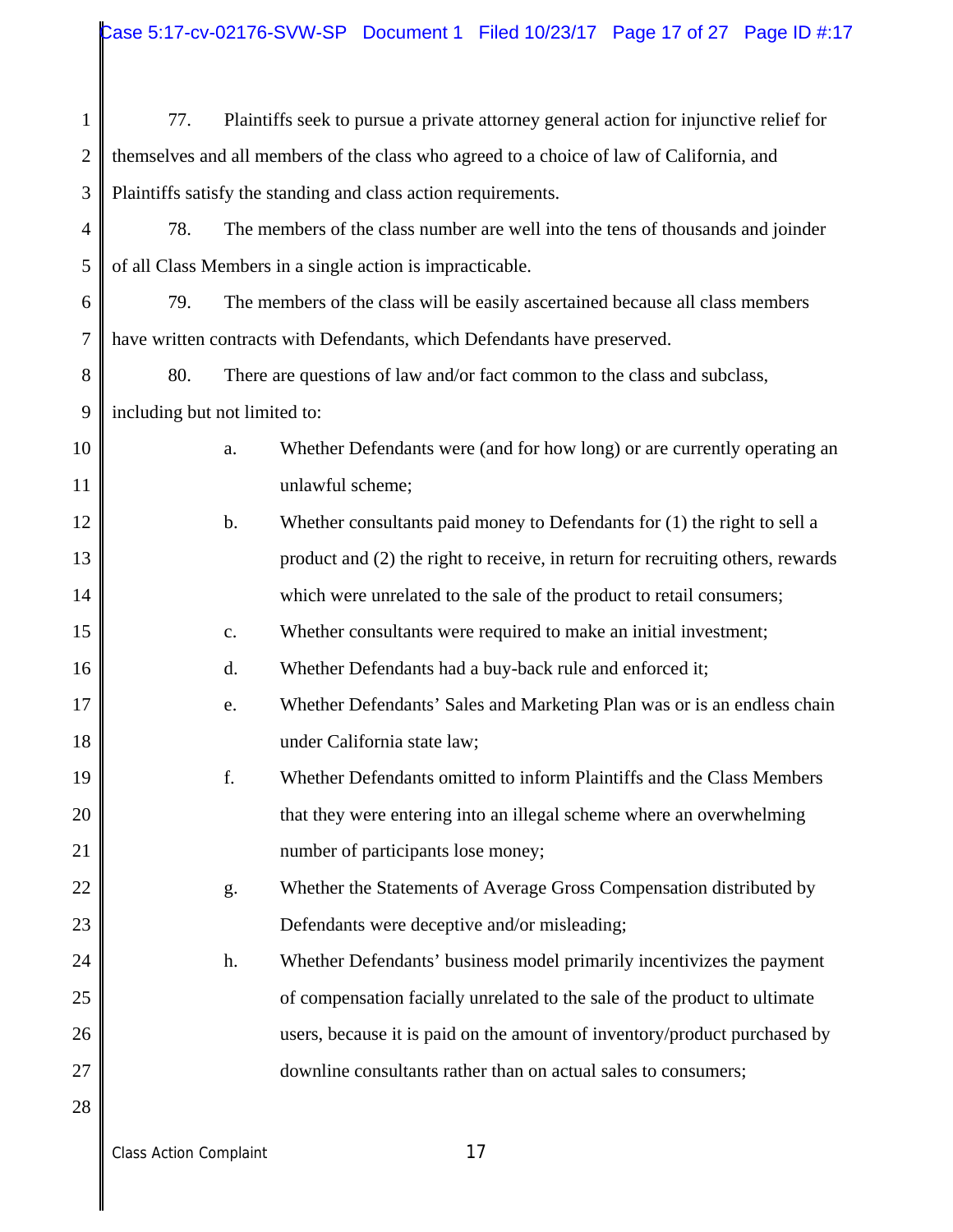77. Plaintiffs seek to pursue a private attorney general action for injunctive relief for themselves and all members of the class who agreed to a choice of law of California, and Plaintiffs satisfy the standing and class action requirements.

78. The members of the class number are well into the tens of thousands and joinder of all Class Members in a single action is impracticable.

79. The members of the class will be easily ascertained because all class members have written contracts with Defendants, which Defendants have preserved.

80. There are questions of law and/or fact common to the class and subclass, including but not limited to:

a. Whether Defendants were (and for how long) or are currently operating an unlawful scheme;

b. Whether consultants paid money to Defendants for (1) the right to sell a product and (2) the right to receive, in return for recruiting others, rewards which were unrelated to the sale of the product to retail consumers;

c. Whether consultants were required to make an initial investment;

d. Whether Defendants had a buy-back rule and enforced it;

e. Whether Defendants' Sales and Marketing Plan was or is an endless chain under California state law;

f. Whether Defendants omitted to inform Plaintiffs and the Class Members that they were entering into an illegal scheme where an overwhelming number of participants lose money;

g. Whether the Statements of Average Gross Compensation distributed by Defendants were deceptive and/or misleading;

h. Whether Defendants' business model primarily incentivizes the payment of compensation facially unrelated to the sale of the product to ultimate users, because it is paid on the amount of inventory/product purchased by downline consultants rather than on actual sales to consumers;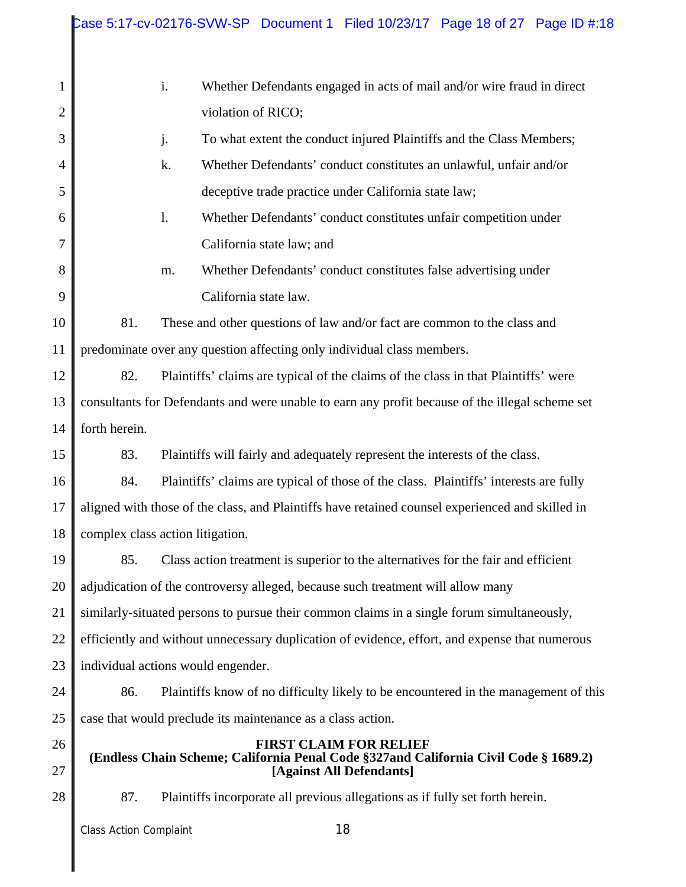i. Whether Defendants engaged in acts of mail and/or wire fraud in direct violation of RICO;

j. To what extent the conduct injured Plaintiffs and the Class Members;

k. Whether Defendants' conduct constitutes an unlawful, unfair and/or deceptive trade practice under California state law;

l. Whether Defendants' conduct constitutes unfair competition under California state law; and

m. Whether Defendants' conduct constitutes false advertising under California state law.

81. These and other questions of law and/or fact are common to the class and predominate over any question affecting only individual class members.

82. Plaintiffs' claims are typical of the claims of the class in that Plaintiffs' were consultants for Defendants and were unable to earn any profit because of the illegal scheme set forth herein.

83. Plaintiffs will fairly and adequately represent the interests of the class.

84. Plaintiffs' claims are typical of those of the class. Plaintiffs' interests are fully aligned with those of the class, and Plaintiffs have retained counsel experienced and skilled in complex class action litigation.

85. Class action treatment is superior to the alternatives for the fair and efficient adjudication of the controversy alleged, because such treatment will allow many similarly-situated persons to pursue their common claims in a single forum simultaneously, efficiently and without unnecessary duplication of evidence, effort, and expense that numerous individual actions would engender.

86. Plaintiffs know of no difficulty likely to be encountered in the management of this case that would preclude its maintenance as a class action.

**FIRST CLAIM FOR RELIEF**
**(Endless Chain Scheme; California Penal Code §327and California Civil Code § 1689.2)**
**[Against All Defendants]**

87. Plaintiffs incorporate all previous allegations as if fully set forth herein.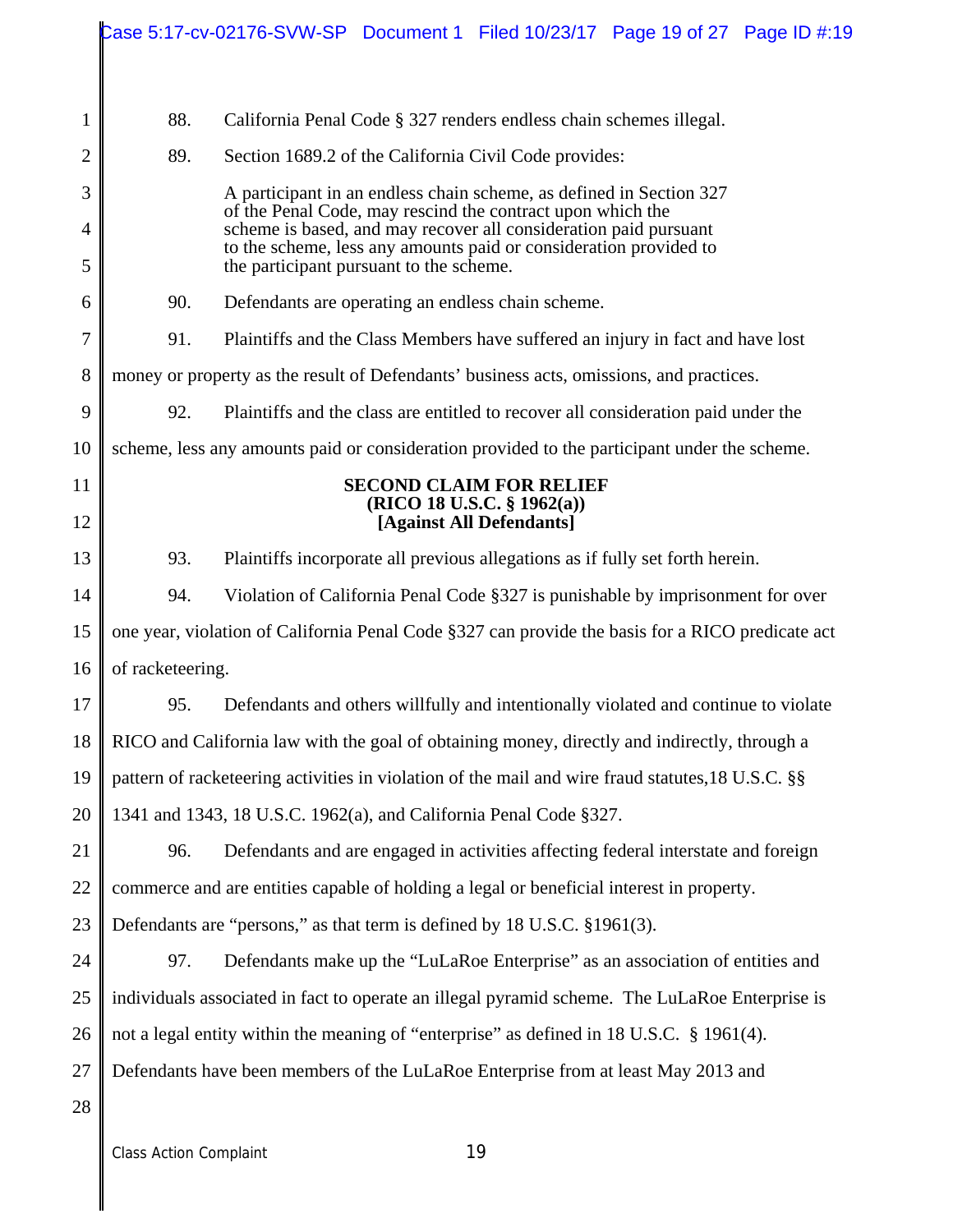88. California Penal Code § 327 renders endless chain schemes illegal.

89. Section 1689.2 of the California Civil Code provides:

> A participant in an endless chain scheme, as defined in Section 327 of the Penal Code, may rescind the contract upon which the scheme is based, and may recover all consideration paid pursuant to the scheme, less any amounts paid or consideration provided to the participant pursuant to the scheme.

90. Defendants are operating an endless chain scheme.

91. Plaintiffs and the Class Members have suffered an injury in fact and have lost money or property as the result of Defendants' business acts, omissions, and practices.

92. Plaintiffs and the class are entitled to recover all consideration paid under the scheme, less any amounts paid or consideration provided to the participant under the scheme.

**SECOND CLAIM FOR RELIEF**
**(RICO 18 U.S.C. § 1962(a))**
**[Against All Defendants]**

93. Plaintiffs incorporate all previous allegations as if fully set forth herein.

94. Violation of California Penal Code §327 is punishable by imprisonment for over one year, violation of California Penal Code §327 can provide the basis for a RICO predicate act of racketeering.

95. Defendants and others willfully and intentionally violated and continue to violate RICO and California law with the goal of obtaining money, directly and indirectly, through a pattern of racketeering activities in violation of the mail and wire fraud statutes,18 U.S.C. §§ 1341 and 1343, 18 U.S.C. 1962(a), and California Penal Code §327.

96. Defendants and are engaged in activities affecting federal interstate and foreign commerce and are entities capable of holding a legal or beneficial interest in property. Defendants are "persons," as that term is defined by 18 U.S.C. §1961(3).

97. Defendants make up the "LuLaRoe Enterprise" as an association of entities and individuals associated in fact to operate an illegal pyramid scheme. The LuLaRoe Enterprise is not a legal entity within the meaning of "enterprise" as defined in 18 U.S.C. § 1961(4). Defendants have been members of the LuLaRoe Enterprise from at least May 2013 and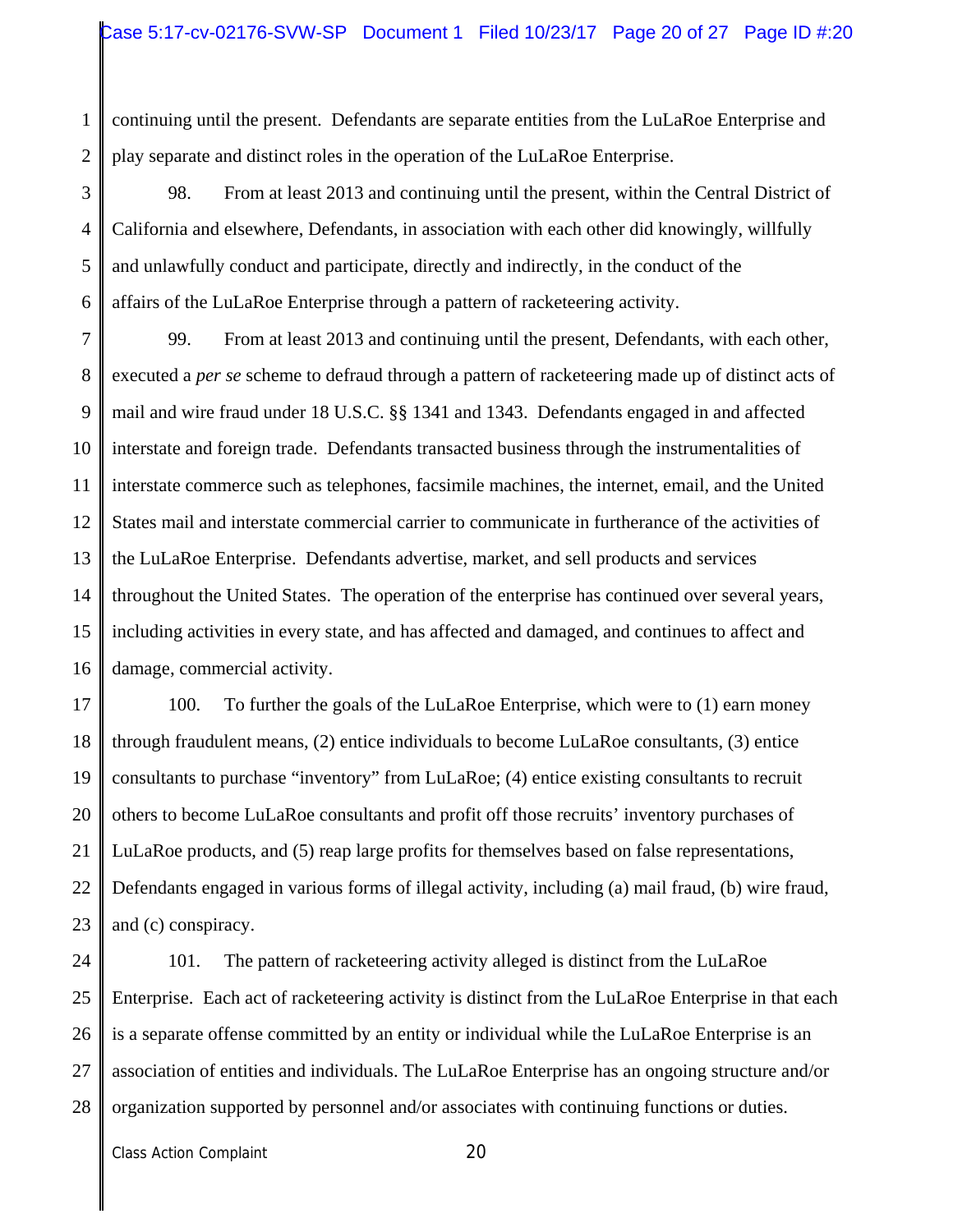continuing until the present. Defendants are separate entities from the LuLaRoe Enterprise and play separate and distinct roles in the operation of the LuLaRoe Enterprise.

98. From at least 2013 and continuing until the present, within the Central District of California and elsewhere, Defendants, in association with each other did knowingly, willfully and unlawfully conduct and participate, directly and indirectly, in the conduct of the affairs of the LuLaRoe Enterprise through a pattern of racketeering activity.

99. From at least 2013 and continuing until the present, Defendants, with each other, executed a *per se* scheme to defraud through a pattern of racketeering made up of distinct acts of mail and wire fraud under 18 U.S.C. §§ 1341 and 1343. Defendants engaged in and affected interstate and foreign trade. Defendants transacted business through the instrumentalities of interstate commerce such as telephones, facsimile machines, the internet, email, and the United States mail and interstate commercial carrier to communicate in furtherance of the activities of the LuLaRoe Enterprise. Defendants advertise, market, and sell products and services throughout the United States. The operation of the enterprise has continued over several years, including activities in every state, and has affected and damaged, and continues to affect and damage, commercial activity.

100. To further the goals of the LuLaRoe Enterprise, which were to (1) earn money through fraudulent means, (2) entice individuals to become LuLaRoe consultants, (3) entice consultants to purchase "inventory" from LuLaRoe; (4) entice existing consultants to recruit others to become LuLaRoe consultants and profit off those recruits' inventory purchases of LuLaRoe products, and (5) reap large profits for themselves based on false representations, Defendants engaged in various forms of illegal activity, including (a) mail fraud, (b) wire fraud, and (c) conspiracy.

101. The pattern of racketeering activity alleged is distinct from the LuLaRoe Enterprise. Each act of racketeering activity is distinct from the LuLaRoe Enterprise in that each is a separate offense committed by an entity or individual while the LuLaRoe Enterprise is an association of entities and individuals. The LuLaRoe Enterprise has an ongoing structure and/or organization supported by personnel and/or associates with continuing functions or duties.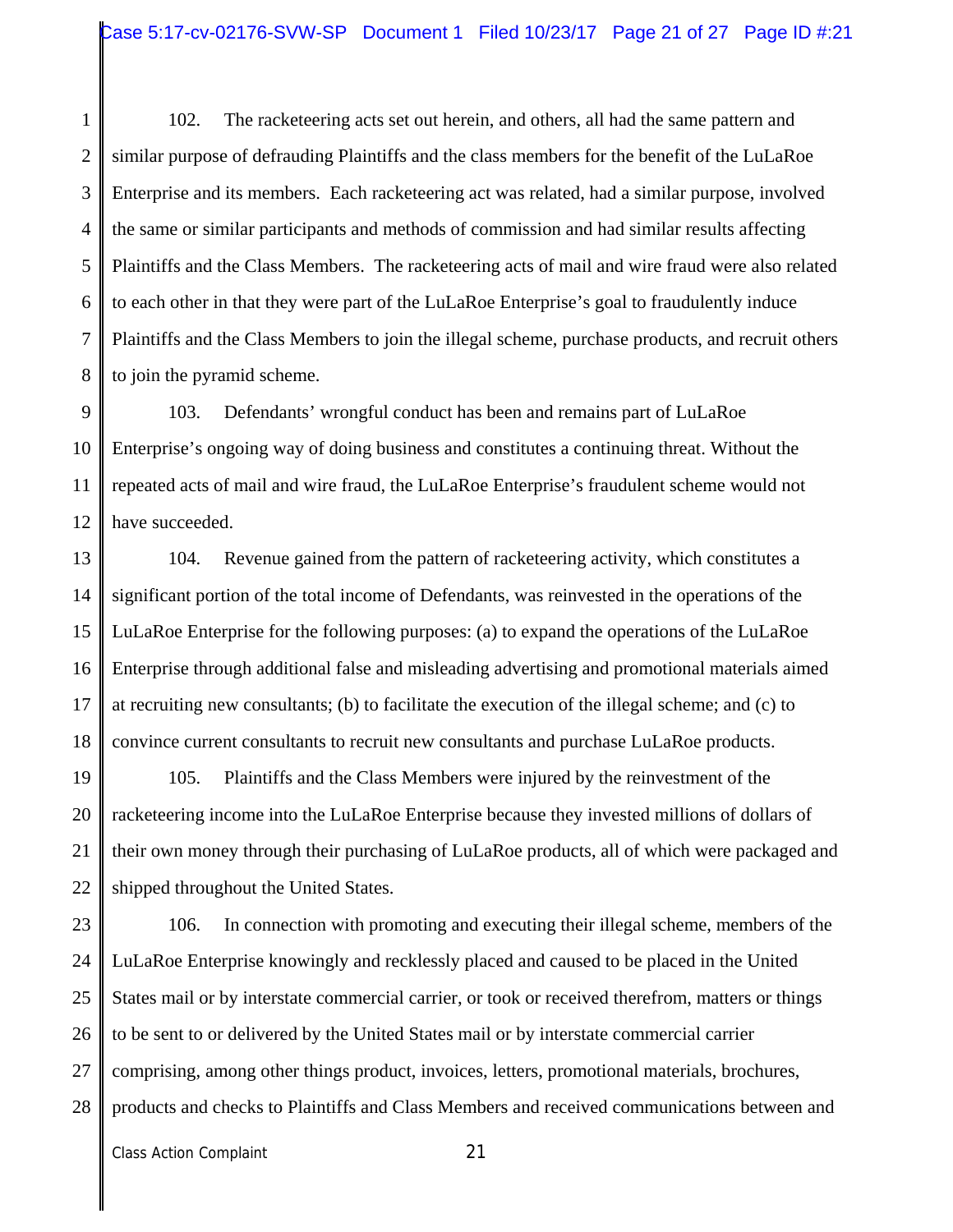102. The racketeering acts set out herein, and others, all had the same pattern and similar purpose of defrauding Plaintiffs and the class members for the benefit of the LuLaRoe Enterprise and its members. Each racketeering act was related, had a similar purpose, involved the same or similar participants and methods of commission and had similar results affecting Plaintiffs and the Class Members. The racketeering acts of mail and wire fraud were also related to each other in that they were part of the LuLaRoe Enterprise's goal to fraudulently induce Plaintiffs and the Class Members to join the illegal scheme, purchase products, and recruit others to join the pyramid scheme.

103. Defendants' wrongful conduct has been and remains part of LuLaRoe Enterprise's ongoing way of doing business and constitutes a continuing threat. Without the repeated acts of mail and wire fraud, the LuLaRoe Enterprise's fraudulent scheme would not have succeeded.

104. Revenue gained from the pattern of racketeering activity, which constitutes a significant portion of the total income of Defendants, was reinvested in the operations of the LuLaRoe Enterprise for the following purposes: (a) to expand the operations of the LuLaRoe Enterprise through additional false and misleading advertising and promotional materials aimed at recruiting new consultants; (b) to facilitate the execution of the illegal scheme; and (c) to convince current consultants to recruit new consultants and purchase LuLaRoe products.

105. Plaintiffs and the Class Members were injured by the reinvestment of the racketeering income into the LuLaRoe Enterprise because they invested millions of dollars of their own money through their purchasing of LuLaRoe products, all of which were packaged and shipped throughout the United States.

106. In connection with promoting and executing their illegal scheme, members of the LuLaRoe Enterprise knowingly and recklessly placed and caused to be placed in the United States mail or by interstate commercial carrier, or took or received therefrom, matters or things to be sent to or delivered by the United States mail or by interstate commercial carrier comprising, among other things product, invoices, letters, promotional materials, brochures, products and checks to Plaintiffs and Class Members and received communications between and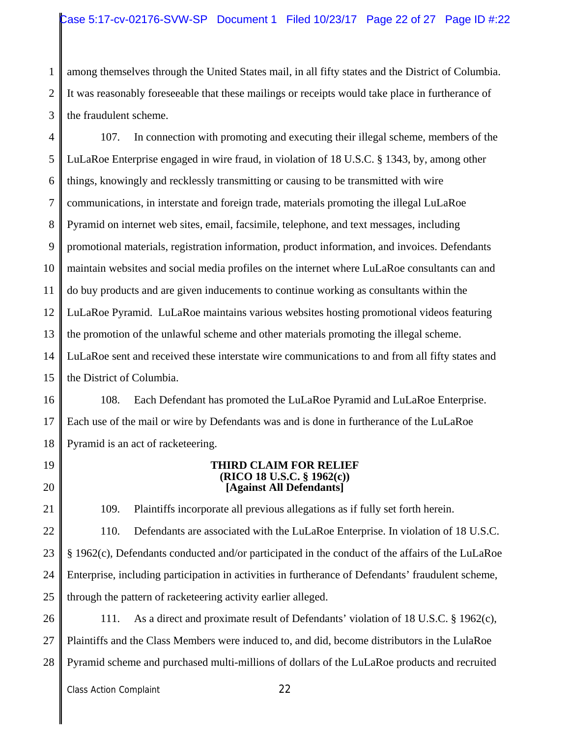among themselves through the United States mail, in all fifty states and the District of Columbia. It was reasonably foreseeable that these mailings or receipts would take place in furtherance of the fraudulent scheme.

107. In connection with promoting and executing their illegal scheme, members of the LuLaRoe Enterprise engaged in wire fraud, in violation of 18 U.S.C. § 1343, by, among other things, knowingly and recklessly transmitting or causing to be transmitted with wire communications, in interstate and foreign trade, materials promoting the illegal LuLaRoe Pyramid on internet web sites, email, facsimile, telephone, and text messages, including promotional materials, registration information, product information, and invoices. Defendants maintain websites and social media profiles on the internet where LuLaRoe consultants can and do buy products and are given inducements to continue working as consultants within the LuLaRoe Pyramid. LuLaRoe maintains various websites hosting promotional videos featuring the promotion of the unlawful scheme and other materials promoting the illegal scheme. LuLaRoe sent and received these interstate wire communications to and from all fifty states and the District of Columbia.

108. Each Defendant has promoted the LuLaRoe Pyramid and LuLaRoe Enterprise. Each use of the mail or wire by Defendants was and is done in furtherance of the LuLaRoe Pyramid is an act of racketeering.

**THIRD CLAIM FOR RELIEF**
**(RICO 18 U.S.C. § 1962(c))**
**[Against All Defendants]**

109. Plaintiffs incorporate all previous allegations as if fully set forth herein.

110. Defendants are associated with the LuLaRoe Enterprise. In violation of 18 U.S.C. § 1962(c), Defendants conducted and/or participated in the conduct of the affairs of the LuLaRoe Enterprise, including participation in activities in furtherance of Defendants' fraudulent scheme, through the pattern of racketeering activity earlier alleged.

111. As a direct and proximate result of Defendants' violation of 18 U.S.C. § 1962(c), Plaintiffs and the Class Members were induced to, and did, become distributors in the LulaRoe Pyramid scheme and purchased multi-millions of dollars of the LuLaRoe products and recruited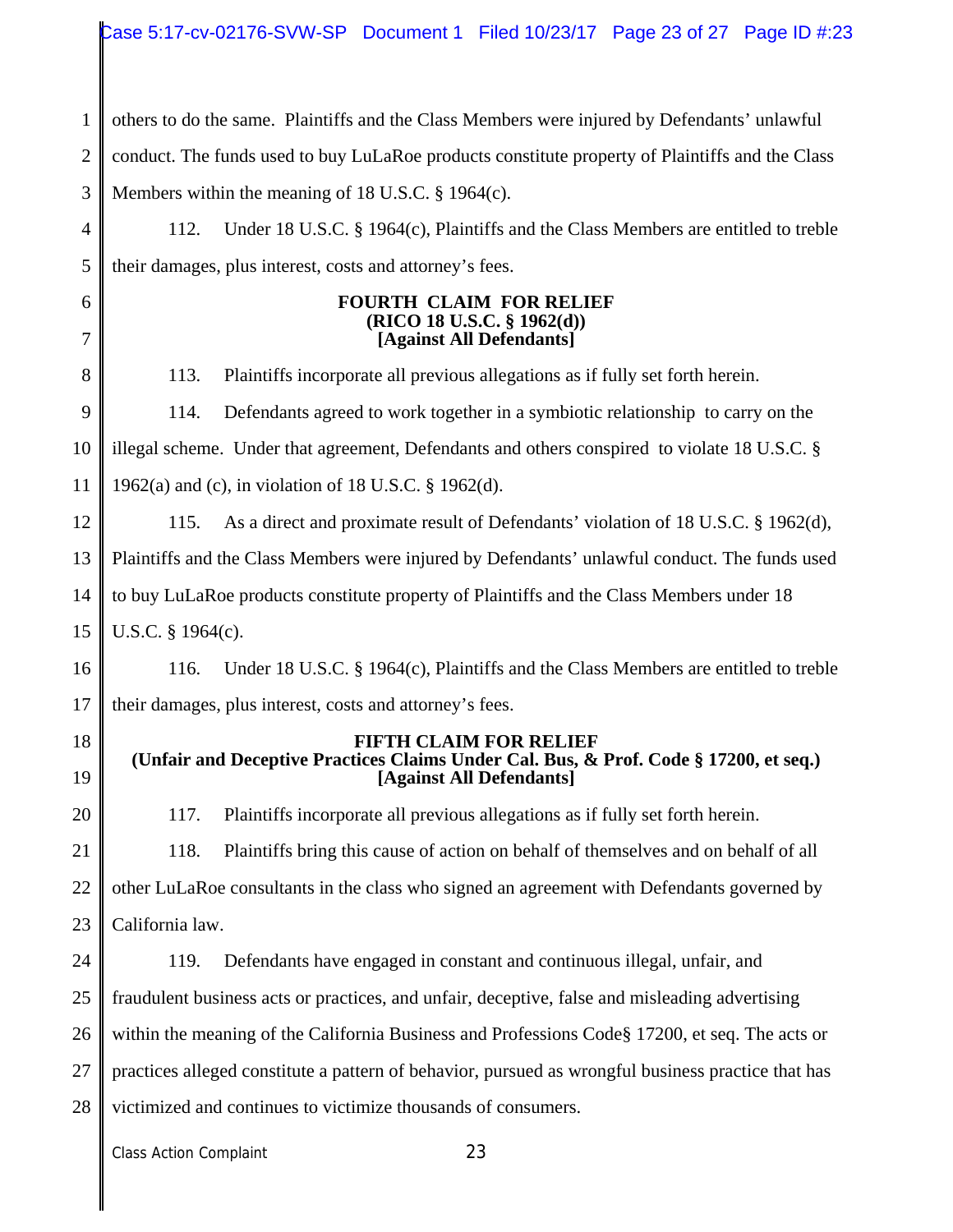others to do the same. Plaintiffs and the Class Members were injured by Defendants' unlawful conduct. The funds used to buy LuLaRoe products constitute property of Plaintiffs and the Class Members within the meaning of 18 U.S.C. § 1964(c).

112. Under 18 U.S.C. § 1964(c), Plaintiffs and the Class Members are entitled to treble their damages, plus interest, costs and attorney's fees.

**FOURTH CLAIM FOR RELIEF**
**(RICO 18 U.S.C. § 1962(d))**
**[Against All Defendants]**

113. Plaintiffs incorporate all previous allegations as if fully set forth herein.

114. Defendants agreed to work together in a symbiotic relationship to carry on the illegal scheme. Under that agreement, Defendants and others conspired to violate 18 U.S.C. § 1962(a) and (c), in violation of 18 U.S.C. § 1962(d).

115. As a direct and proximate result of Defendants' violation of 18 U.S.C. § 1962(d), Plaintiffs and the Class Members were injured by Defendants' unlawful conduct. The funds used to buy LuLaRoe products constitute property of Plaintiffs and the Class Members under 18 U.S.C. § 1964(c).

116. Under 18 U.S.C. § 1964(c), Plaintiffs and the Class Members are entitled to treble their damages, plus interest, costs and attorney's fees.

**FIFTH CLAIM FOR RELIEF**
**(Unfair and Deceptive Practices Claims Under Cal. Bus, & Prof. Code § 17200, et seq.)**
**[Against All Defendants]**

117. Plaintiffs incorporate all previous allegations as if fully set forth herein.

118. Plaintiffs bring this cause of action on behalf of themselves and on behalf of all other LuLaRoe consultants in the class who signed an agreement with Defendants governed by California law.

119. Defendants have engaged in constant and continuous illegal, unfair, and fraudulent business acts or practices, and unfair, deceptive, false and misleading advertising within the meaning of the California Business and Professions Code§ 17200, et seq. The acts or practices alleged constitute a pattern of behavior, pursued as wrongful business practice that has victimized and continues to victimize thousands of consumers.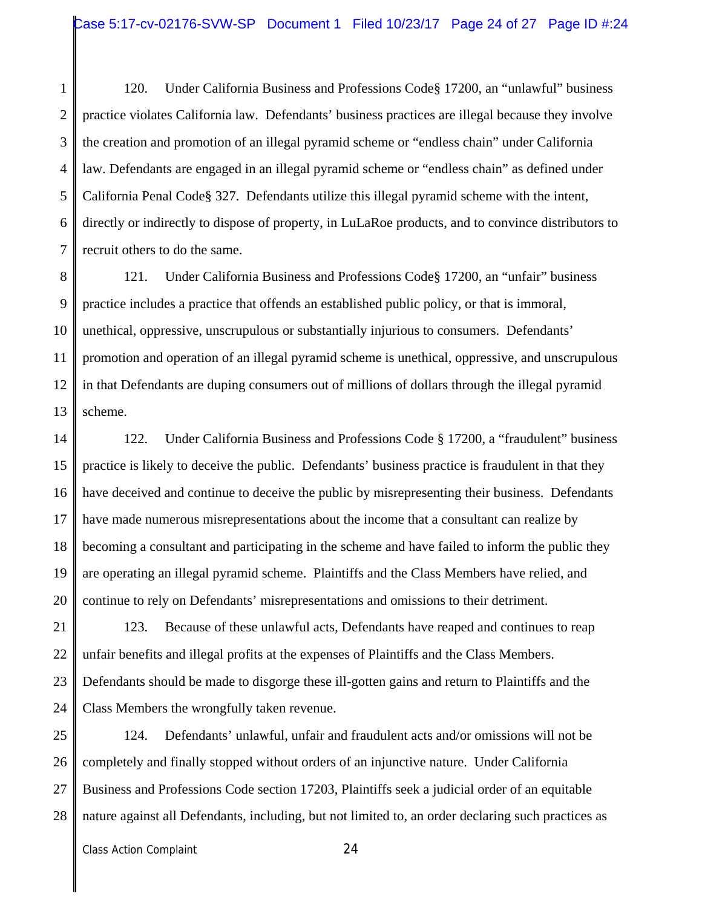120. Under California Business and Professions Code§ 17200, an "unlawful" business practice violates California law. Defendants' business practices are illegal because they involve the creation and promotion of an illegal pyramid scheme or "endless chain" under California law. Defendants are engaged in an illegal pyramid scheme or "endless chain" as defined under California Penal Code§ 327. Defendants utilize this illegal pyramid scheme with the intent, directly or indirectly to dispose of property, in LuLaRoe products, and to convince distributors to recruit others to do the same.

121. Under California Business and Professions Code§ 17200, an "unfair" business practice includes a practice that offends an established public policy, or that is immoral, unethical, oppressive, unscrupulous or substantially injurious to consumers. Defendants' promotion and operation of an illegal pyramid scheme is unethical, oppressive, and unscrupulous in that Defendants are duping consumers out of millions of dollars through the illegal pyramid scheme.

122. Under California Business and Professions Code § 17200, a "fraudulent" business practice is likely to deceive the public. Defendants' business practice is fraudulent in that they have deceived and continue to deceive the public by misrepresenting their business. Defendants have made numerous misrepresentations about the income that a consultant can realize by becoming a consultant and participating in the scheme and have failed to inform the public they are operating an illegal pyramid scheme. Plaintiffs and the Class Members have relied, and continue to rely on Defendants' misrepresentations and omissions to their detriment.

123. Because of these unlawful acts, Defendants have reaped and continues to reap unfair benefits and illegal profits at the expenses of Plaintiffs and the Class Members. Defendants should be made to disgorge these ill-gotten gains and return to Plaintiffs and the Class Members the wrongfully taken revenue.

124. Defendants' unlawful, unfair and fraudulent acts and/or omissions will not be completely and finally stopped without orders of an injunctive nature. Under California Business and Professions Code section 17203, Plaintiffs seek a judicial order of an equitable nature against all Defendants, including, but not limited to, an order declaring such practices as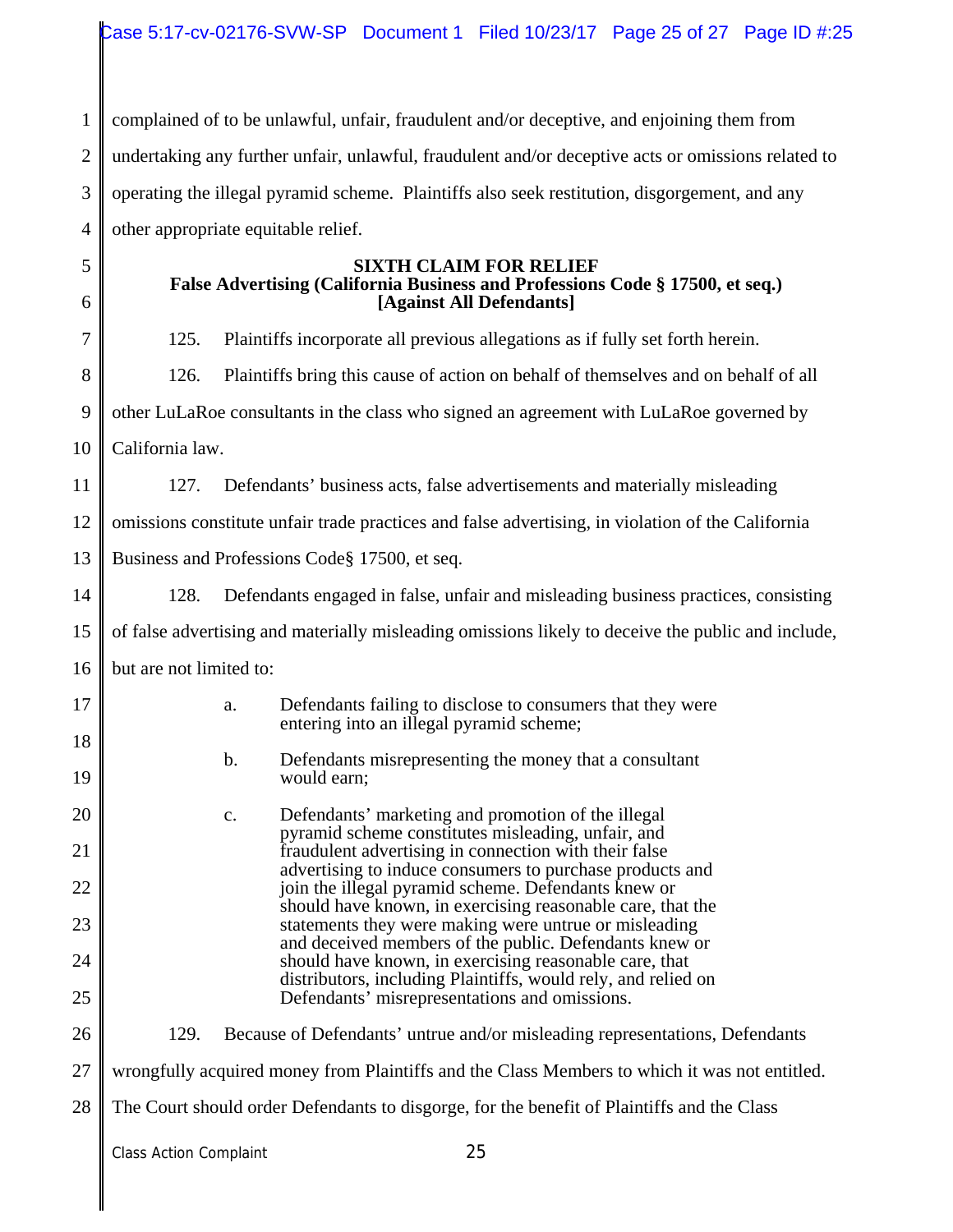complained of to be unlawful, unfair, fraudulent and/or deceptive, and enjoining them from undertaking any further unfair, unlawful, fraudulent and/or deceptive acts or omissions related to operating the illegal pyramid scheme. Plaintiffs also seek restitution, disgorgement, and any other appropriate equitable relief.

**SIXTH CLAIM FOR RELIEF**
**False Advertising (California Business and Professions Code § 17500, et seq.)**
**[Against All Defendants]**

125. Plaintiffs incorporate all previous allegations as if fully set forth herein.

126. Plaintiffs bring this cause of action on behalf of themselves and on behalf of all other LuLaRoe consultants in the class who signed an agreement with LuLaRoe governed by California law.

127. Defendants' business acts, false advertisements and materially misleading omissions constitute unfair trade practices and false advertising, in violation of the California Business and Professions Code§ 17500, et seq.

128. Defendants engaged in false, unfair and misleading business practices, consisting of false advertising and materially misleading omissions likely to deceive the public and include, but are not limited to:

a. Defendants failing to disclose to consumers that they were entering into an illegal pyramid scheme;

b. Defendants misrepresenting the money that a consultant would earn;

c. Defendants' marketing and promotion of the illegal pyramid scheme constitutes misleading, unfair, and fraudulent advertising in connection with their false advertising to induce consumers to purchase products and join the illegal pyramid scheme. Defendants knew or should have known, in exercising reasonable care, that the statements they were making were untrue or misleading and deceived members of the public. Defendants knew or should have known, in exercising reasonable care, that distributors, including Plaintiffs, would rely, and relied on Defendants' misrepresentations and omissions.

129. Because of Defendants' untrue and/or misleading representations, Defendants wrongfully acquired money from Plaintiffs and the Class Members to which it was not entitled. The Court should order Defendants to disgorge, for the benefit of Plaintiffs and the Class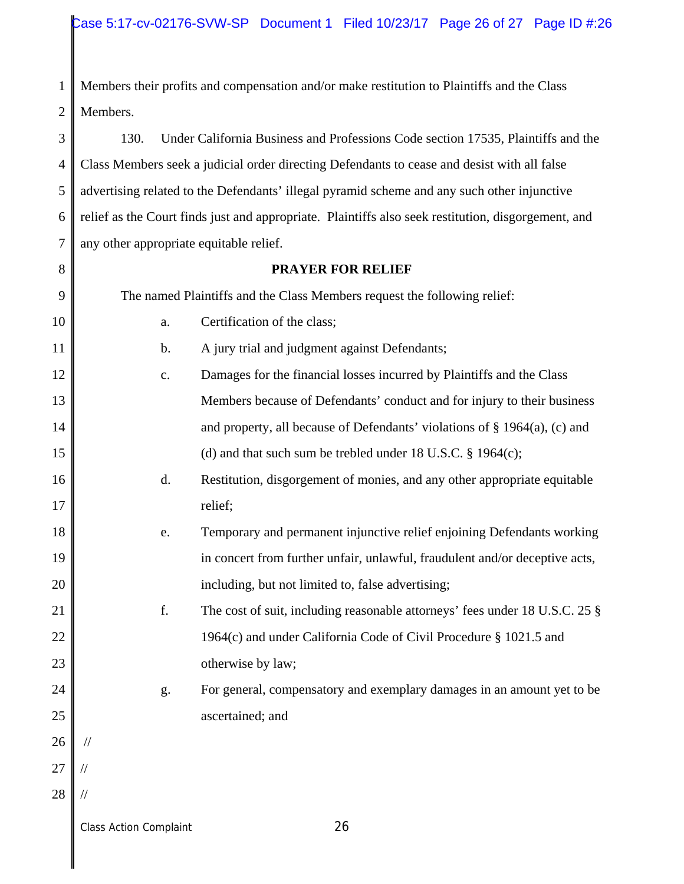Members their profits and compensation and/or make restitution to Plaintiffs and the Class Members.

130. Under California Business and Professions Code section 17535, Plaintiffs and the Class Members seek a judicial order directing Defendants to cease and desist with all false advertising related to the Defendants' illegal pyramid scheme and any such other injunctive relief as the Court finds just and appropriate. Plaintiffs also seek restitution, disgorgement, and any other appropriate equitable relief.

## PRAYER FOR RELIEF

The named Plaintiffs and the Class Members request the following relief:

a. Certification of the class;

b. A jury trial and judgment against Defendants;

c. Damages for the financial losses incurred by Plaintiffs and the Class Members because of Defendants' conduct and for injury to their business and property, all because of Defendants' violations of § 1964(a), (c) and (d) and that such sum be trebled under 18 U.S.C. § 1964(c);

d. Restitution, disgorgement of monies, and any other appropriate equitable relief;

e. Temporary and permanent injunctive relief enjoining Defendants working in concert from further unfair, unlawful, fraudulent and/or deceptive acts, including, but not limited to, false advertising;

f. The cost of suit, including reasonable attorneys' fees under 18 U.S.C. 25 § 1964(c) and under California Code of Civil Procedure § 1021.5 and otherwise by law;

g. For general, compensatory and exemplary damages in an amount yet to be ascertained; and

//

//

//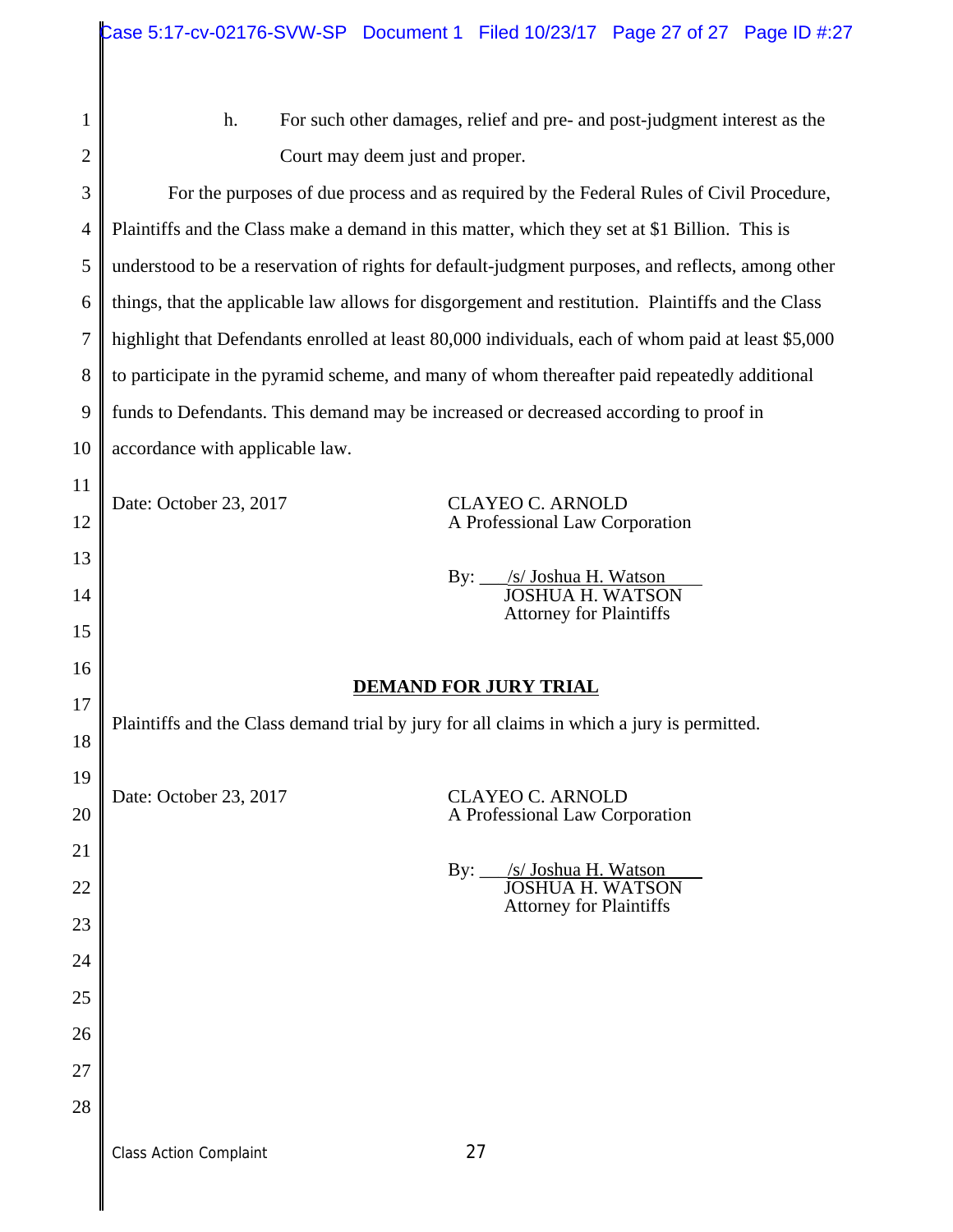h. For such other damages, relief and pre- and post-judgment interest as the Court may deem just and proper.

For the purposes of due process and as required by the Federal Rules of Civil Procedure, Plaintiffs and the Class make a demand in this matter, which they set at $1 Billion. This is understood to be a reservation of rights for default-judgment purposes, and reflects, among other things, that the applicable law allows for disgorgement and restitution. Plaintiffs and the Class highlight that Defendants enrolled at least 80,000 individuals, each of whom paid at least $5,000 to participate in the pyramid scheme, and many of whom thereafter paid repeatedly additional funds to Defendants. This demand may be increased or decreased according to proof in accordance with applicable law.

Date: October 23, 2017

CLAYEO C. ARNOLD
A Professional Law Corporation

By: /s/ Joshua H. Watson
JOSHUA H. WATSON
Attorney for Plaintiffs

**DEMAND FOR JURY TRIAL**

Plaintiffs and the Class demand trial by jury for all claims in which a jury is permitted.

Date: October 23, 2017

CLAYEO C. ARNOLD
A Professional Law Corporation

By: /s/ Joshua H. Watson
JOSHUA H. WATSON
Attorney for Plaintiffs

Class Action Complaint